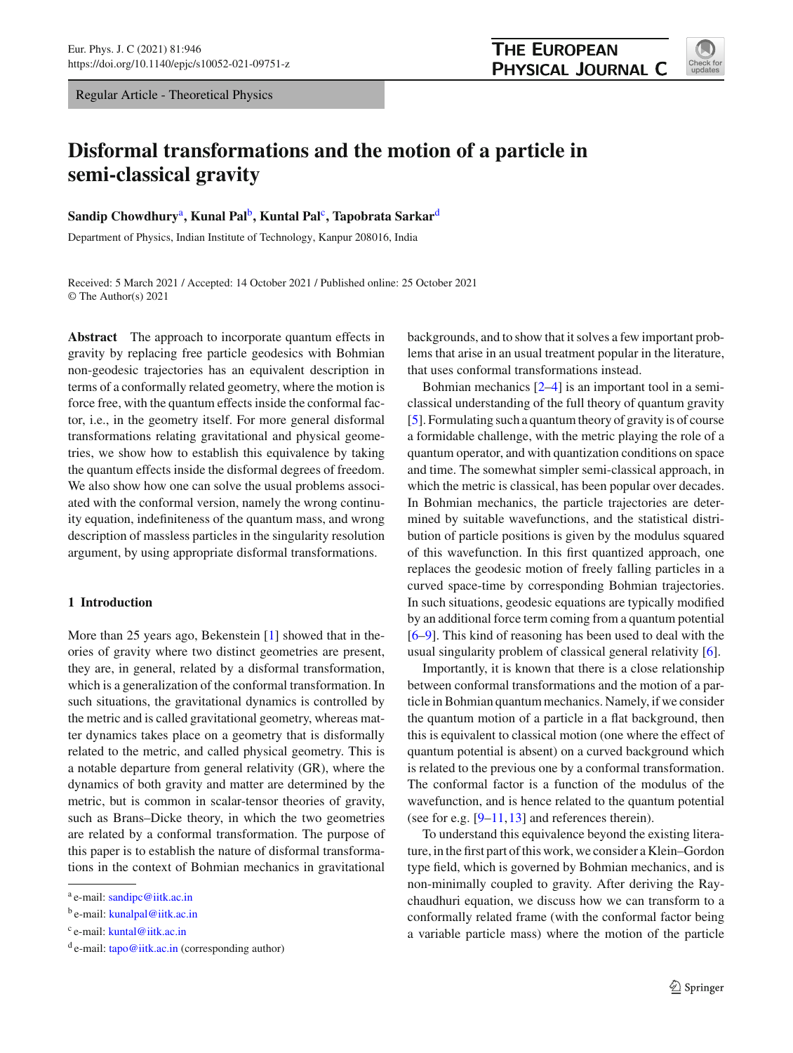Regular Article - Theoretical Physics

# Disformal transformations and the motion of a particle in semi-classical gravity

**Sandip Chowdhury**[a], **Kunal Pal**[b], **Kuntal Pal**[c], **Tapobrata Sarkar**[d]

Department of Physics, Indian Institute of Technology, Kanpur 208016, India

Received: 5 March 2021 / Accepted: 14 October 2021 / Published online: 25 October 2021
© The Author(s) 2021

**Abstract** The approach to incorporate quantum effects in gravity by replacing free particle geodesics with Bohmian non-geodesic trajectories has an equivalent description in terms of a conformally related geometry, where the motion is force free, with the quantum effects inside the conformal factor, i.e., in the geometry itself. For more general disformal transformations relating gravitational and physical geometries, we show how to establish this equivalence by taking the quantum effects inside the disformal degrees of freedom. We also show how one can solve the usual problems associated with the conformal version, namely the wrong continuity equation, indefiniteness of the quantum mass, and wrong description of massless particles in the singularity resolution argument, by using appropriate disformal transformations.

## 1 Introduction

More than 25 years ago, Bekenstein [1] showed that in theories of gravity where two distinct geometries are present, they are, in general, related by a disformal transformation, which is a generalization of the conformal transformation. In such situations, the gravitational dynamics is controlled by the metric and is called gravitational geometry, whereas matter dynamics takes place on a geometry that is disformally related to the metric, and called physical geometry. This is a notable departure from general relativity (GR), where the dynamics of both gravity and matter are determined by the metric, but is common in scalar-tensor theories of gravity, such as Brans–Dicke theory, in which the two geometries are related by a conformal transformation. The purpose of this paper is to establish the nature of disformal transformations in the context of Bohmian mechanics in gravitational backgrounds, and to show that it solves a few important problems that arise in an usual treatment popular in the literature, that uses conformal transformations instead.

Bohmian mechanics [2–4] is an important tool in a semi-classical understanding of the full theory of quantum gravity [5]. Formulating such a quantum theory of gravity is of course a formidable challenge, with the metric playing the role of a quantum operator, and with quantization conditions on space and time. The somewhat simpler semi-classical approach, in which the metric is classical, has been popular over decades. In Bohmian mechanics, the particle trajectories are determined by suitable wavefunctions, and the statistical distribution of particle positions is given by the modulus squared of this wavefunction. In this first quantized approach, one replaces the geodesic motion of freely falling particles in a curved space-time by corresponding Bohmian trajectories. In such situations, geodesic equations are typically modified by an additional force term coming from a quantum potential [6–9]. This kind of reasoning has been used to deal with the usual singularity problem of classical general relativity [6].

Importantly, it is known that there is a close relationship between conformal transformations and the motion of a particle in Bohmian quantum mechanics. Namely, if we consider the quantum motion of a particle in a flat background, then this is equivalent to classical motion (one where the effect of quantum potential is absent) on a curved background which is related to the previous one by a conformal transformation. The conformal factor is a function of the modulus of the wavefunction, and is hence related to the quantum potential (see for e.g. [9–11,13] and references therein).

To understand this equivalence beyond the existing literature, in the first part of this work, we consider a Klein–Gordon type field, which is governed by Bohmian mechanics, and is non-minimally coupled to gravity. After deriving the Raychaudhuri equation, we discuss how we can transform to a conformally related frame (with the conformal factor being a variable particle mass) where the motion of the particle

---

[a] e-mail: sandipc@iitk.ac.in
[b] e-mail: kunalpal@iitk.ac.in
[c] e-mail: kuntal@iitk.ac.in
[d] e-mail: tapo@iitk.ac.in (corresponding author)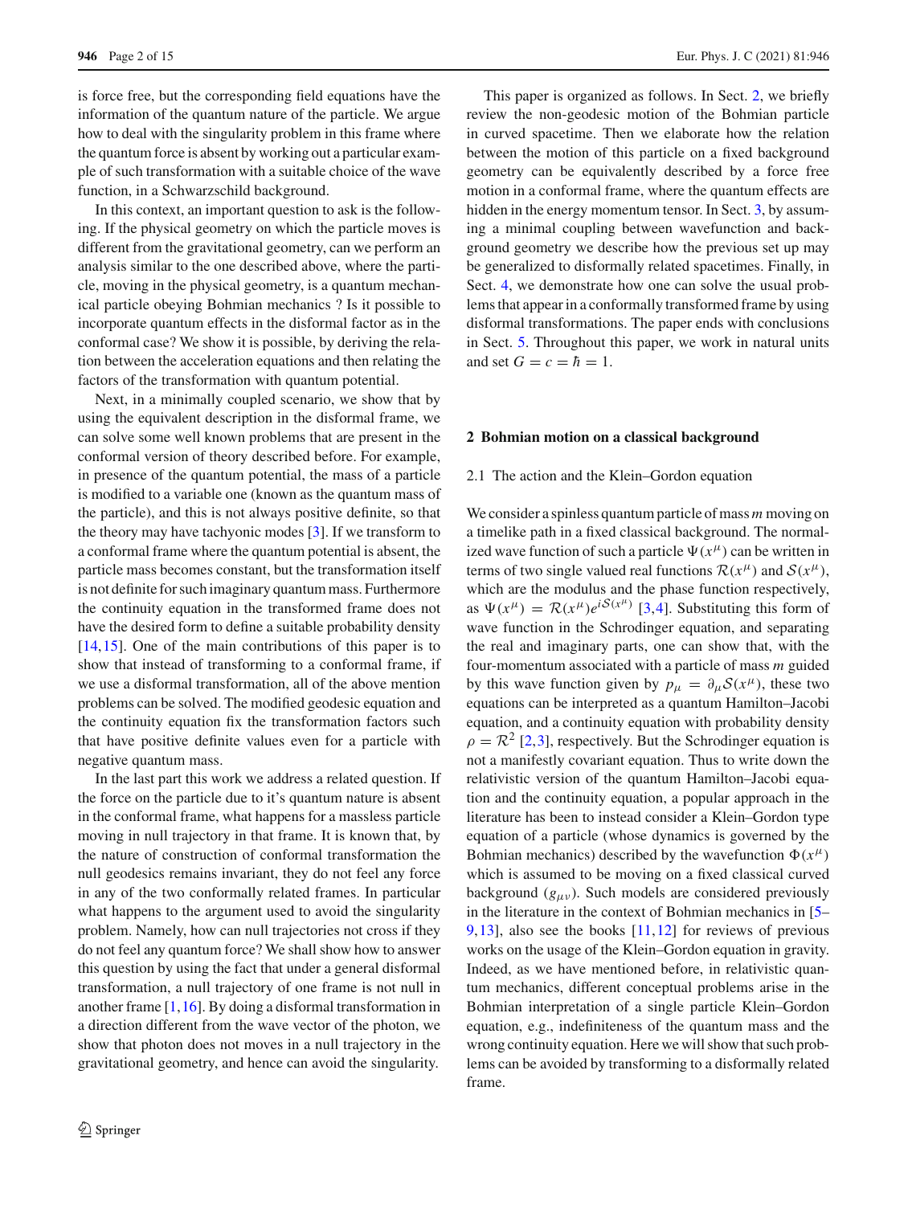is force free, but the corresponding field equations have the information of the quantum nature of the particle. We argue how to deal with the singularity problem in this frame where the quantum force is absent by working out a particular example of such transformation with a suitable choice of the wave function, in a Schwarzschild background.

In this context, an important question to ask is the following. If the physical geometry on which the particle moves is different from the gravitational geometry, can we perform an analysis similar to the one described above, where the particle, moving in the physical geometry, is a quantum mechanical particle obeying Bohmian mechanics ? Is it possible to incorporate quantum effects in the disformal factor as in the conformal case? We show it is possible, by deriving the relation between the acceleration equations and then relating the factors of the transformation with quantum potential.

Next, in a minimally coupled scenario, we show that by using the equivalent description in the disformal frame, we can solve some well known problems that are present in the conformal version of theory described before. For example, in presence of the quantum potential, the mass of a particle is modified to a variable one (known as the quantum mass of the particle), and this is not always positive definite, so that the theory may have tachyonic modes [3]. If we transform to a conformal frame where the quantum potential is absent, the particle mass becomes constant, but the transformation itself is not definite for such imaginary quantum mass. Furthermore the continuity equation in the transformed frame does not have the desired form to define a suitable probability density [14,15]. One of the main contributions of this paper is to show that instead of transforming to a conformal frame, if we use a disformal transformation, all of the above mention problems can be solved. The modified geodesic equation and the continuity equation fix the transformation factors such that have positive definite values even for a particle with negative quantum mass.

In the last part this work we address a related question. If the force on the particle due to it's quantum nature is absent in the conformal frame, what happens for a massless particle moving in null trajectory in that frame. It is known that, by the nature of construction of conformal transformation the null geodesics remains invariant, they do not feel any force in any of the two conformally related frames. In particular what happens to the argument used to avoid the singularity problem. Namely, how can null trajectories not cross if they do not feel any quantum force? We shall show how to answer this question by using the fact that under a general disformal transformation, a null trajectory of one frame is not null in another frame [1,16]. By doing a disformal transformation in a direction different from the wave vector of the photon, we show that photon does not moves in a null trajectory in the gravitational geometry, and hence can avoid the singularity.

This paper is organized as follows. In Sect. 2, we briefly review the non-geodesic motion of the Bohmian particle in curved spacetime. Then we elaborate how the relation between the motion of this particle on a fixed background geometry can be equivalently described by a force free motion in a conformal frame, where the quantum effects are hidden in the energy momentum tensor. In Sect. 3, by assuming a minimal coupling between wavefunction and background geometry we describe how the previous set up may be generalized to disformally related spacetimes. Finally, in Sect. 4, we demonstrate how one can solve the usual problems that appear in a conformally transformed frame by using disformal transformations. The paper ends with conclusions in Sect. 5. Throughout this paper, we work in natural units and set $G = c = \hbar = 1$.

## 2 Bohmian motion on a classical background

### 2.1 The action and the Klein–Gordon equation

We consider a spinless quantum particle of mass $m$ moving on a timelike path in a fixed classical background. The normalized wave function of such a particle $\Psi(x^\mu)$ can be written in terms of two single valued real functions $\mathcal{R}(x^\mu)$ and $\mathcal{S}(x^\mu)$, which are the modulus and the phase function respectively, as $\Psi(x^\mu) = \mathcal{R}(x^\mu)e^{i\mathcal{S}(x^\mu)}$ [3,4]. Substituting this form of wave function in the Schrodinger equation, and separating the real and imaginary parts, one can show that, with the four-momentum associated with a particle of mass $m$ guided by this wave function given by $p_\mu = \partial_\mu \mathcal{S}(x^\mu)$, these two equations can be interpreted as a quantum Hamilton–Jacobi equation, and a continuity equation with probability density $\rho = \mathcal{R}^2$ [2,3], respectively. But the Schrodinger equation is not a manifestly covariant equation. Thus to write down the relativistic version of the quantum Hamilton–Jacobi equation and the continuity equation, a popular approach in the literature has been to instead consider a Klein–Gordon type equation of a particle (whose dynamics is governed by the Bohmian mechanics) described by the wavefunction $\Phi(x^\mu)$ which is assumed to be moving on a fixed classical curved background ($g_{\mu\nu}$). Such models are considered previously in the literature in the context of Bohmian mechanics in [5–9,13], also see the books [11,12] for reviews of previous works on the usage of the Klein–Gordon equation in gravity. Indeed, as we have mentioned before, in relativistic quantum mechanics, different conceptual problems arise in the Bohmian interpretation of a single particle Klein–Gordon equation, e.g., indefiniteness of the quantum mass and the wrong continuity equation. Here we will show that such problems can be avoided by transforming to a disformally related frame.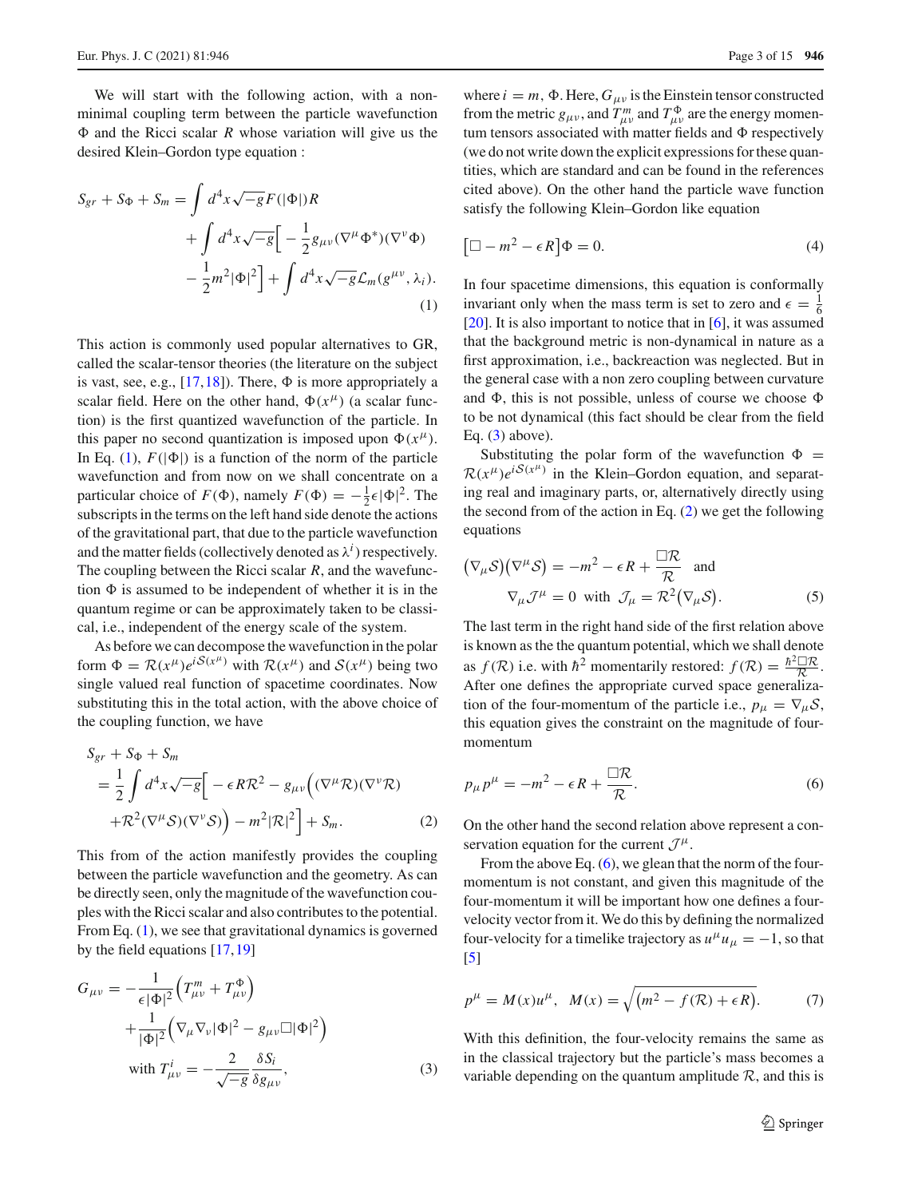We will start with the following action, with a non-minimal coupling term between the particle wavefunction $\Phi$ and the Ricci scalar $R$ whose variation will give us the desired Klein–Gordon type equation :

$$
\begin{aligned}
S_{gr} + S_{\Phi} + S_m = & \int d^4x \sqrt{-g} F(|\Phi|) R \\
& + \int d^4x \sqrt{-g} \Big[ -\frac{1}{2} g_{\mu\nu} (\nabla^{\mu} \Phi^{*})(\nabla^{\nu} \Phi) \\
& - \frac{1}{2} m^2 |\Phi|^2 \Big] + \int d^4x \sqrt{-g} \mathcal{L}_m (g^{\mu\nu}, \lambda_i).
\end{aligned}
\tag{1}
$$

This action is commonly used popular alternatives to GR, called the scalar-tensor theories (the literature on the subject is vast, see, e.g., [17,18]). There, $\Phi$ is more appropriately a scalar field. Here on the other hand, $\Phi(x^{\mu})$ (a scalar function) is the first quantized wavefunction of the particle. In this paper no second quantization is imposed upon $\Phi(x^{\mu})$. In Eq. (1), $F(|\Phi|)$ is a function of the norm of the particle wavefunction and from now on we shall concentrate on a particular choice of $F(\Phi)$, namely $F(\Phi) = -\frac{1}{2}\epsilon|\Phi|^2$. The subscripts in the terms on the left hand side denote the actions of the gravitational part, that due to the particle wavefunction and the matter fields (collectively denoted as $\lambda^i$) respectively. The coupling between the Ricci scalar $R$, and the wavefunction $\Phi$ is assumed to be independent of whether it is in the quantum regime or can be approximately taken to be classical, i.e., independent of the energy scale of the system.

As before we can decompose the wavefunction in the polar form $\Phi = \mathcal{R}(x^{\mu}) e^{i\mathcal{S}(x^{\mu})}$ with $\mathcal{R}(x^{\mu})$ and $\mathcal{S}(x^{\mu})$ being two single valued real function of spacetime coordinates. Now substituting this in the total action, with the above choice of the coupling function, we have

$$
\begin{aligned}
& S_{gr} + S_{\Phi} + S_m \\
& = \frac{1}{2} \int d^4x \sqrt{-g} \Big[ -\epsilon R \mathcal{R}^2 - g_{\mu\nu} \Big( (\nabla^{\mu}\mathcal{R})(\nabla^{\nu}\mathcal{R}) \\
& \quad + \mathcal{R}^2 (\nabla^{\mu}\mathcal{S})(\nabla^{\nu}\mathcal{S}) \Big) - m^2 |\mathcal{R}|^2 \Big] + S_m.
\end{aligned}
\tag{2}
$$

This from of the action manifestly provides the coupling between the particle wavefunction and the geometry. As can be directly seen, only the magnitude of the wavefunction couples with the Ricci scalar and also contributes to the potential. From Eq. (1), we see that gravitational dynamics is governed by the field equations [17,19]

$$
\begin{aligned}
G_{\mu\nu} = & -\frac{1}{\epsilon|\Phi|^2} \Big( T^{m}_{\mu\nu} + T^{\Phi}_{\mu\nu} \Big) \\
& + \frac{1}{|\Phi|^2} \Big( \nabla_{\mu}\nabla_{\nu} |\Phi|^2 - g_{\mu\nu} \Box |\Phi|^2 \Big) \\
& \text{with } T^{i}_{\mu\nu} = -\frac{2}{\sqrt{-g}} \frac{\delta S_i}{\delta g_{\mu\nu}},
\end{aligned}
\tag{3}
$$

where $i = m, \Phi$. Here, $G_{\mu\nu}$ is the Einstein tensor constructed from the metric $g_{\mu\nu}$, and $T^{m}_{\mu\nu}$ and $T^{\Phi}_{\mu\nu}$ are the energy momentum tensors associated with matter fields and $\Phi$ respectively (we do not write down the explicit expressions for these quantities, which are standard and can be found in the references cited above). On the other hand the particle wave function satisfy the following Klein–Gordon like equation

$$
\big[ \Box - m^2 - \epsilon R \big] \Phi = 0.
\tag{4}
$$

In four spacetime dimensions, this equation is conformally invariant only when the mass term is set to zero and $\epsilon = \frac{1}{6}$ [20]. It is also important to notice that in [6], it was assumed that the background metric is non-dynamical in nature as a first approximation, i.e., backreaction was neglected. But in the general case with a non zero coupling between curvature and $\Phi$, this is not possible, unless of course we choose $\Phi$ to be not dynamical (this fact should be clear from the field Eq. (3) above).

Substituting the polar form of the wavefunction $\Phi = \mathcal{R}(x^{\mu}) e^{i\mathcal{S}(x^{\mu})}$ in the Klein–Gordon equation, and separating real and imaginary parts, or, alternatively directly using the second from of the action in Eq. (2) we get the following equations

$$
\begin{aligned}
& \big(\nabla_{\mu}\mathcal{S}\big)\big(\nabla^{\mu}\mathcal{S}\big) = -m^2 - \epsilon R + \frac{\Box \mathcal{R}}{\mathcal{R}} \quad \text{and} \\
& \qquad \nabla_{\mu}\mathcal{J}^{\mu} = 0 \ \text{ with } \ \mathcal{J}_{\mu} = \mathcal{R}^2 \big(\nabla_{\mu}\mathcal{S}\big).
\end{aligned}
\tag{5}
$$

The last term in the right hand side of the first relation above is known as the the quantum potential, which we shall denote as $f(\mathcal{R})$ i.e. with $\hbar^2$ momentarily restored: $f(\mathcal{R}) = \frac{\hbar^2 \Box \mathcal{R}}{\mathcal{R}}$. After one defines the appropriate curved space generalization of the four-momentum of the particle i.e., $p_{\mu} = \nabla_{\mu}\mathcal{S}$, this equation gives the constraint on the magnitude of four-momentum

$$
p_{\mu} p^{\mu} = -m^2 - \epsilon R + \frac{\Box \mathcal{R}}{\mathcal{R}}.
\tag{6}
$$

On the other hand the second relation above represent a conservation equation for the current $\mathcal{J}^{\mu}$.

From the above Eq. (6), we glean that the norm of the four-momentum is not constant, and given this magnitude of the four-momentum it will be important how one defines a four-velocity vector from it. We do this by defining the normalized four-velocity for a timelike trajectory as $u^{\mu}u_{\mu} = -1$, so that [5]

$$
p^{\mu} = M(x) u^{\mu}, \quad M(x) = \sqrt{\big(m^2 - f(\mathcal{R}) + \epsilon R\big)}.
\tag{7}
$$

With this definition, the four-velocity remains the same as in the classical trajectory but the particle's mass becomes a variable depending on the quantum amplitude $\mathcal{R}$, and this is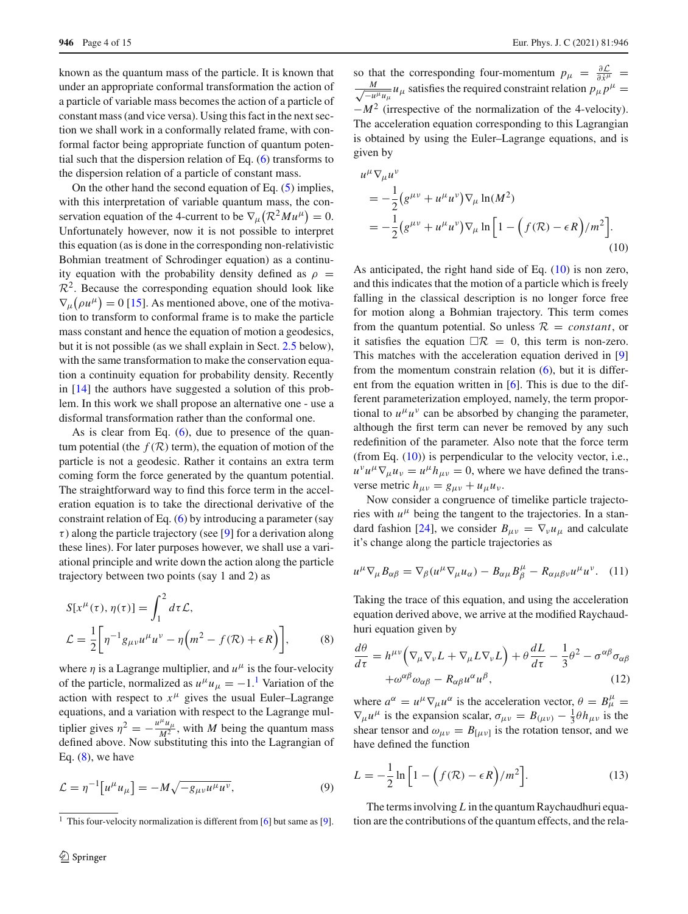known as the quantum mass of the particle. It is known that under an appropriate conformal transformation the action of a particle of variable mass becomes the action of a particle of constant mass (and vice versa). Using this fact in the next section we shall work in a conformally related frame, with conformal factor being appropriate function of quantum potential such that the dispersion relation of Eq. (6) transforms to the dispersion relation of a particle of constant mass.

On the other hand the second equation of Eq. (5) implies, with this interpretation of variable quantum mass, the conservation equation of the 4-current to be $\nabla_\mu\big(\mathcal{R}^2 M u^\mu\big) = 0$. Unfortunately however, now it is not possible to interpret this equation (as is done in the corresponding non-relativistic Bohmian treatment of Schrodinger equation) as a continuity equation with the probability density defined as $\rho = \mathcal{R}^2$. Because the corresponding equation should look like $\nabla_\mu\big(\rho u^\mu\big) = 0$ [15]. As mentioned above, one of the motivation to transform to conformal frame is to make the particle mass constant and hence the equation of motion a geodesics, but it is not possible (as we shall explain in Sect. 2.5 below), with the same transformation to make the conservation equation a continuity equation for probability density. Recently in [14] the authors have suggested a solution of this problem. In this work we shall propose an alternative one - use a disformal transformation rather than the conformal one.

As is clear from Eq. (6), due to presence of the quantum potential (the $f(\mathcal{R})$ term), the equation of motion of the particle is not a geodesic. Rather it contains an extra term coming form the force generated by the quantum potential. The straightforward way to find this force term in the acceleration equation is to take the directional derivative of the constraint relation of Eq. (6) by introducing a parameter (say $\tau$) along the particle trajectory (see [9] for a derivation along these lines). For later purposes however, we shall use a variational principle and write down the action along the particle trajectory between two points (say 1 and 2) as

$$
\begin{aligned}
S[x^\mu(\tau), \eta(\tau)] &= \int_1^2 d\tau \mathcal{L}, \\
\mathcal{L} &= \frac{1}{2}\bigg[\eta^{-1} g_{\mu\nu}u^\mu u^\nu - \eta\Big(m^2 - f(\mathcal{R}) + \epsilon R\Big)\bigg],
\end{aligned}
\tag{8}
$$

where $\eta$ is a Lagrange multiplier, and $u^\mu$ is the four-velocity of the particle, normalized as $u^\mu u_\mu = -1$.[1] Variation of the action with respect to $x^\mu$ gives the usual Euler–Lagrange equations, and a variation with respect to the Lagrange multiplier gives $\eta^2 = -\frac{u^\mu u_\mu}{M^2}$, with $M$ being the quantum mass defined above. Now substituting this into the Lagrangian of Eq. (8), we have

$$
\mathcal{L} = \eta^{-1}\big[u^\mu u_\mu\big] = -M\sqrt{-g_{\mu\nu}u^\mu u^\nu}, \tag{9}
$$

so that the corresponding four-momentum $p_\mu = \frac{\partial \mathcal{L}}{\partial \dot{x}^\mu} = \frac{M}{\sqrt{-u^\mu u_\mu}} u_\mu$ satisfies the required constraint relation $p_\mu p^\mu = -M^2$ (irrespective of the normalization of the 4-velocity). The acceleration equation corresponding to this Lagrangian is obtained by using the Euler–Lagrange equations, and is given by

$$
\begin{aligned}
&u^\mu \nabla_\mu u^\nu \\
&= -\frac{1}{2}\big(g^{\mu\nu} + u^\mu u^\nu\big)\nabla_\mu \ln(M^2) \\
&= -\frac{1}{2}\big(g^{\mu\nu} + u^\mu u^\nu\big)\nabla_\mu \ln\Big[1 - \Big(f(\mathcal{R}) - \epsilon R\Big)/m^2\Big].
\end{aligned}
\tag{10}
$$

As anticipated, the right hand side of Eq. (10) is non zero, and this indicates that the motion of a particle which is freely falling in the classical description is no longer force free for motion along a Bohmian trajectory. This term comes from the quantum potential. So unless $\mathcal{R} = constant$, or it satisfies the equation $\Box\mathcal{R} = 0$, this term is non-zero. This matches with the acceleration equation derived in [9] from the momentum constrain relation (6), but it is different from the equation written in [6]. This is due to the different parameterization employed, namely, the term proportional to $u^\mu u^\nu$ can be absorbed by changing the parameter, although the first term can never be removed by any such redefinition of the parameter. Also note that the force term (from Eq. (10)) is perpendicular to the velocity vector, i.e., $u^\nu u^\mu \nabla_\mu u_\nu = u^\mu h_{\mu\nu} = 0$, where we have defined the transverse metric $h_{\mu\nu} = g_{\mu\nu} + u_\mu u_\nu$.

Now consider a congruence of timelike particle trajectories with $u^\mu$ being the tangent to the trajectories. In a standard fashion [24], we consider $B_{\mu\nu} = \nabla_\nu u_\mu$ and calculate it's change along the particle trajectories as

$$
u^\mu \nabla_\mu B_{\alpha\beta} = \nabla_\beta(u^\mu \nabla_\mu u_\alpha) - B_{\alpha\mu}B^\mu_\beta - R_{\alpha\mu\beta\nu}u^\mu u^\nu. \tag{11}
$$

Taking the trace of this equation, and using the acceleration equation derived above, we arrive at the modified Raychaudhuri equation given by

$$
\begin{aligned}
\frac{d\theta}{d\tau} &= h^{\mu\nu}\Big(\nabla_\mu \nabla_\nu L + \nabla_\mu L \nabla_\nu L\Big) + \theta\frac{dL}{d\tau} - \frac{1}{3}\theta^2 - \sigma^{\alpha\beta}\sigma_{\alpha\beta} \\
&\quad + \omega^{\alpha\beta}\omega_{\alpha\beta} - R_{\alpha\beta}u^\alpha u^\beta,
\end{aligned}
\tag{12}
$$

where $a^\alpha = u^\mu \nabla_\mu u^\alpha$ is the acceleration vector, $\theta = B^\mu_\mu = \nabla_\mu u^\mu$ is the expansion scalar, $\sigma_{\mu\nu} = B_{(\mu\nu)} - \frac{1}{3}\theta h_{\mu\nu}$ is the shear tensor and $\omega_{\mu\nu} = B_{[\mu\nu]}$ is the rotation tensor, and we have defined the function

$$
L = -\frac{1}{2}\ln\Big[1 - \Big(f(\mathcal{R}) - \epsilon R\Big)/m^2\Big]. \tag{13}
$$

The terms involving $L$ in the quantum Raychaudhuri equation are the contributions of the quantum effects, and the rela-

[1] This four-velocity normalization is different from [6] but same as [9].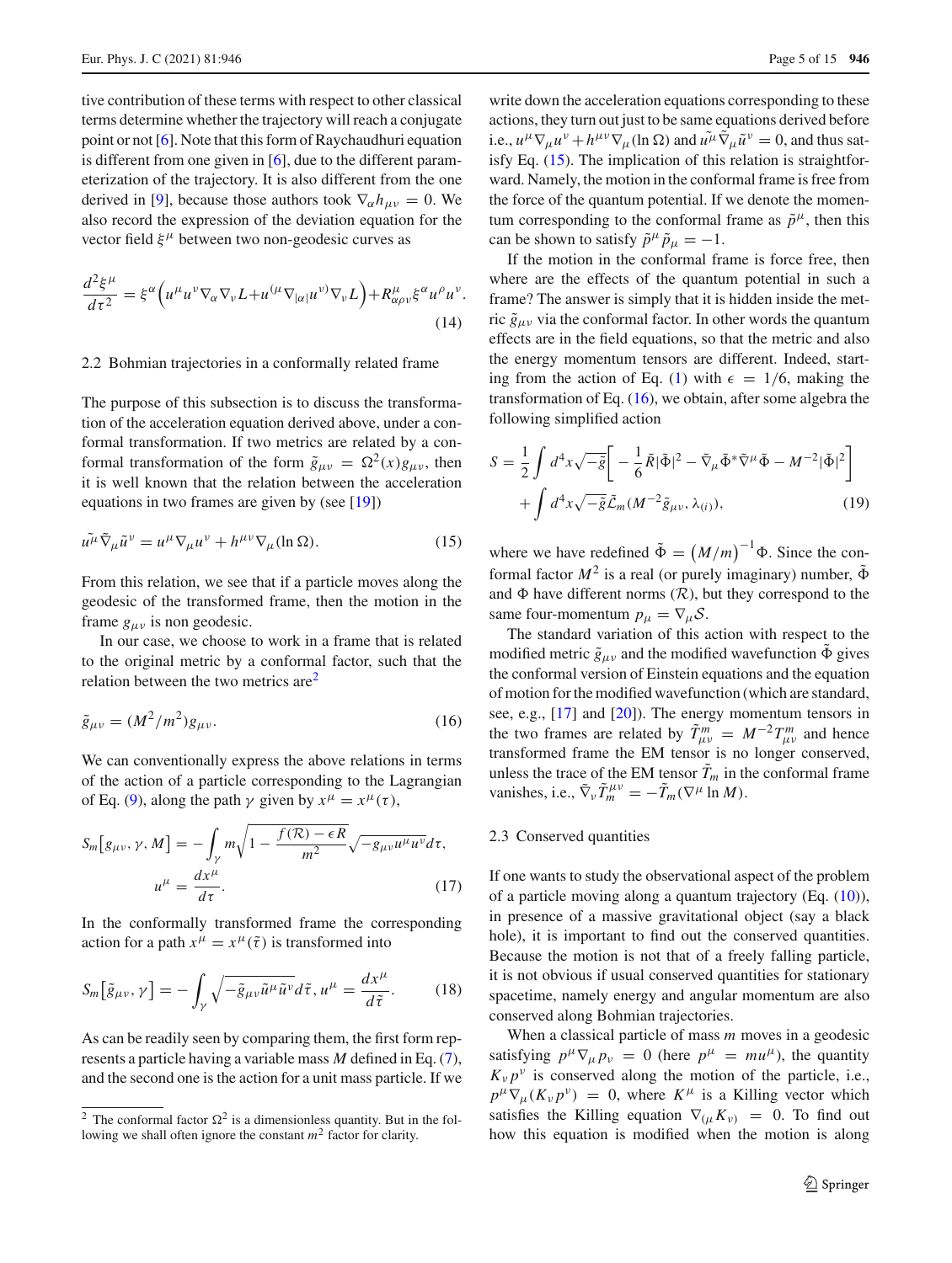tive contribution of these terms with respect to other classical terms determine whether the trajectory will reach a conjugate point or not [6]. Note that this form of Raychaudhuri equation is different from one given in [6], due to the different parameterization of the trajectory. It is also different from the one derived in [9], because those authors took $\nabla_\alpha h_{\mu\nu} = 0$. We also record the expression of the deviation equation for the vector field $\xi^\mu$ between two non-geodesic curves as

$$\frac{d^2\xi^\mu}{d\tau^2} = \xi^\alpha\Big(u^\mu u^\nu \nabla_\alpha \nabla_\nu L + u^{(\mu}\nabla_{|\alpha|}u^{\nu)}\nabla_\nu L\Big) + R^\mu_{\alpha\rho\nu}\xi^\alpha u^\rho u^\nu. \tag{14}$$

### 2.2 Bohmian trajectories in a conformally related frame

The purpose of this subsection is to discuss the transformation of the acceleration equation derived above, under a conformal transformation. If two metrics are related by a conformal transformation of the form $\tilde{g}_{\mu\nu} = \Omega^2(x) g_{\mu\nu}$, then it is well known that the relation between the acceleration equations in two frames are given by (see [19])

$$\tilde{u^\mu}\tilde{\nabla}_\mu \tilde{u}^\nu = u^\mu \nabla_\mu u^\nu + h^{\mu\nu}\nabla_\mu (\ln \Omega). \tag{15}$$

From this relation, we see that if a particle moves along the geodesic of the transformed frame, then the motion in the frame $g_{\mu\nu}$ is non geodesic.

In our case, we choose to work in a frame that is related to the original metric by a conformal factor, such that the relation between the two metrics are[2]

$$\tilde{g}_{\mu\nu} = (M^2/m^2) g_{\mu\nu}. \tag{16}$$

We can conventionally express the above relations in terms of the action of a particle corresponding to the Lagrangian of Eq. (9), along the path $\gamma$ given by $x^\mu = x^\mu(\tau)$,

$$S_m\big[g_{\mu\nu}, \gamma, M\big] = -\int_\gamma m\sqrt{1 - \frac{f(\mathcal{R}) - \epsilon R}{m^2}}\sqrt{-g_{\mu\nu}u^\mu u^\nu}\, d\tau,$$
$$u^\mu = \frac{dx^\mu}{d\tau}. \tag{17}$$

In the conformally transformed frame the corresponding action for a path $x^\mu = x^\mu(\tilde{\tau})$ is transformed into

$$S_m\big[\tilde{g}_{\mu\nu}, \gamma\big] = -\int_\gamma \sqrt{-\tilde{g}_{\mu\nu}\tilde{u}^\mu \tilde{u}^\nu}\, d\tilde{\tau},\; u^\mu = \frac{dx^\mu}{d\tilde{\tau}}. \tag{18}$$

As can be readily seen by comparing them, the first form represents a particle having a variable mass $M$ defined in Eq. (7), and the second one is the action for a unit mass particle. If we write down the acceleration equations corresponding to these actions, they turn out just to be same equations derived before i.e., $u^\mu \nabla_\mu u^\nu + h^{\mu\nu}\nabla_\mu(\ln \Omega)$ and $\tilde{u^\mu}\tilde{\nabla}_\mu \tilde{u}^\nu = 0$, and thus satisfy Eq. (15). The implication of this relation is straightforward. Namely, the motion in the conformal frame is free from the force of the quantum potential. If we denote the momentum corresponding to the conformal frame as $\tilde{p}^\mu$, then this can be shown to satisfy $\tilde{p}^\mu \tilde{p}_\mu = -1$.

If the motion in the conformal frame is force free, then where are the effects of the quantum potential in such a frame? The answer is simply that it is hidden inside the metric $\tilde{g}_{\mu\nu}$ via the conformal factor. In other words the quantum effects are in the field equations, so that the metric and also the energy momentum tensors are different. Indeed, starting from the action of Eq. (1) with $\epsilon = 1/6$, making the transformation of Eq. (16), we obtain, after some algebra the following simplified action

$$S = \frac{1}{2}\int d^4x\sqrt{-\tilde{g}}\bigg[-\frac{1}{6}\tilde{R}|\tilde{\Phi}|^2 - \tilde{\nabla}_\mu \tilde{\Phi}^* \tilde{\nabla}^\mu \tilde{\Phi} - M^{-2}|\tilde{\Phi}|^2\bigg]$$
$$+ \int d^4x\sqrt{-\tilde{g}}\tilde{\mathcal{L}}_m(M^{-2}\tilde{g}_{\mu\nu}, \lambda_{(i)}), \tag{19}$$

where we have redefined $\tilde{\Phi} = \big(M/m\big)^{-1}\Phi$. Since the conformal factor $M^2$ is a real (or purely imaginary) number, $\tilde{\Phi}$ and $\Phi$ have different norms ($\mathcal{R}$), but they correspond to the same four-momentum $p_\mu = \nabla_\mu \mathcal{S}$.

The standard variation of this action with respect to the modified metric $\tilde{g}_{\mu\nu}$ and the modified wavefunction $\tilde{\Phi}$ gives the conformal version of Einstein equations and the equation of motion for the modified wavefunction (which are standard, see, e.g., [17] and [20]). The energy momentum tensors in the two frames are related by $\tilde{T}^m_{\mu\nu} = M^{-2}T^m_{\mu\nu}$ and hence transformed frame the EM tensor is no longer conserved, unless the trace of the EM tensor $\tilde{T}_m$ in the conformal frame vanishes, i.e., $\tilde{\nabla}_\nu \tilde{T}^{\mu\nu}_m = -\tilde{T}_m(\nabla^\mu \ln M)$.

### 2.3 Conserved quantities

If one wants to study the observational aspect of the problem of a particle moving along a quantum trajectory (Eq. (10)), in presence of a massive gravitational object (say a black hole), it is important to find out the conserved quantities. Because the motion is not that of a freely falling particle, it is not obvious if usual conserved quantities for stationary spacetime, namely energy and angular momentum are also conserved along Bohmian trajectories.

When a classical particle of mass $m$ moves in a geodesic satisfying $p^\mu \nabla_\mu p_\nu = 0$ (here $p^\mu = m u^\mu$), the quantity $K_\nu p^\nu$ is conserved along the motion of the particle, i.e., $p^\mu \nabla_\mu (K_\nu p^\nu) = 0$, where $K^\mu$ is a Killing vector which satisfies the Killing equation $\nabla_{(\mu}K_{\nu)} = 0$. To find out how this equation is modified when the motion is along

---

[2] The conformal factor $\Omega^2$ is a dimensionless quantity. But in the following we shall often ignore the constant $m^2$ factor for clarity.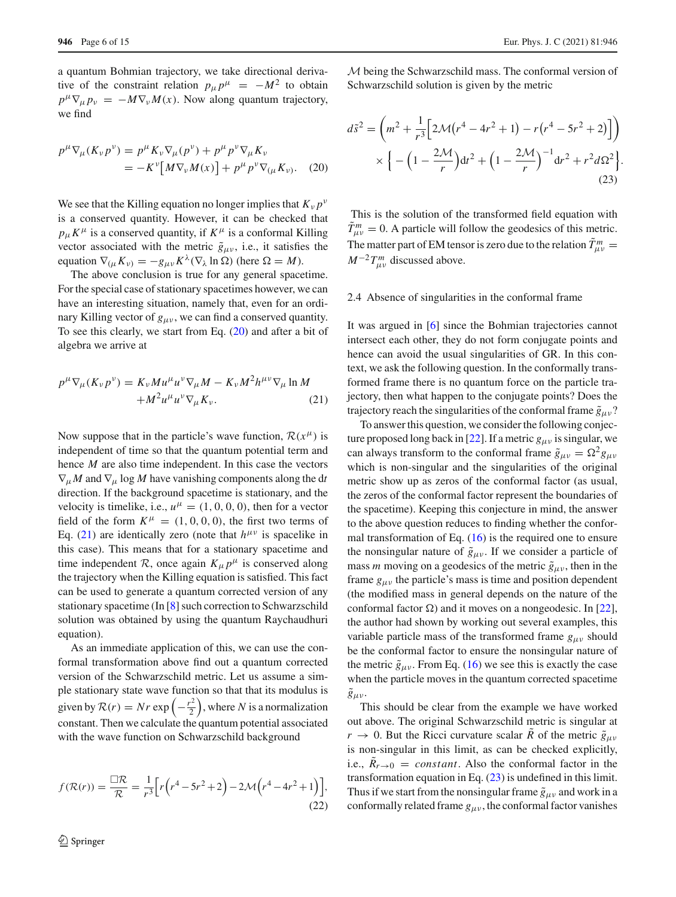a quantum Bohmian trajectory, we take directional derivative of the constraint relation $p_\mu p^\mu = -M^2$ to obtain $p^\mu \nabla_\mu p_\nu = -M\nabla_\nu M(x)$. Now along quantum trajectory, we find

$$
\begin{aligned}
p^\mu \nabla_\mu (K_\nu p^\nu) &= p^\mu K_\nu \nabla_\mu (p^\nu) + p^\mu p^\nu \nabla_\mu K_\nu \\
&= -K^\nu \big[ M \nabla_\nu M(x) \big] + p^\mu p^\nu \nabla_{(\mu} K_{\nu)}. \quad (20)
\end{aligned}
$$

We see that the Killing equation no longer implies that $K_\nu p^\nu$ is a conserved quantity. However, it can be checked that $p_\mu K^\mu$ is a conserved quantity, if $K^\mu$ is a conformal Killing vector associated with the metric $\tilde{g}_{\mu\nu}$, i.e., it satisfies the equation $\nabla_{(\mu} K_{\nu)} = -g_{\mu\nu} K^\lambda (\nabla_\lambda \ln \Omega)$ (here $\Omega = M$).

The above conclusion is true for any general spacetime. For the special case of stationary spacetimes however, we can have an interesting situation, namely that, even for an ordinary Killing vector of $g_{\mu\nu}$, we can find a conserved quantity. To see this clearly, we start from Eq. (20) and after a bit of algebra we arrive at

$$
\begin{aligned}
p^\mu \nabla_\mu (K_\nu p^\nu) = K_\nu M u^\mu u^\nu \nabla_\mu M - K_\nu M^2 h^{\mu\nu} \nabla_\mu \ln M \\
+ M^2 u^\mu u^\nu \nabla_\mu K_\nu. \quad (21)
\end{aligned}
$$

Now suppose that in the particle's wave function, $\mathcal{R}(x^\mu)$ is independent of time so that the quantum potential term and hence $M$ are also time independent. In this case the vectors $\nabla_\mu M$ and $\nabla_\mu \log M$ have vanishing components along the d$t$ direction. If the background spacetime is stationary, and the velocity is timelike, i.e., $u^\mu = (1, 0, 0, 0)$, then for a vector field of the form $K^\mu = (1, 0, 0, 0)$, the first two terms of Eq. (21) are identically zero (note that $h^{\mu\nu}$ is spacelike in this case). This means that for a stationary spacetime and time independent $\mathcal{R}$, once again $K_\mu p^\mu$ is conserved along the trajectory when the Killing equation is satisfied. This fact can be used to generate a quantum corrected version of any stationary spacetime (In [8] such correction to Schwarzschild solution was obtained by using the quantum Raychaudhuri equation).

As an immediate application of this, we can use the conformal transformation above find out a quantum corrected version of the Schwarzschild metric. Let us assume a simple stationary state wave function so that that its modulus is given by $\mathcal{R}(r) = Nr \exp\left(-\frac{r^2}{2}\right)$, where $N$ is a normalization constant. Then we calculate the quantum potential associated with the wave function on Schwarzschild background

$$
f(\mathcal{R}(r)) = \frac{\Box \mathcal{R}}{\mathcal{R}} = \frac{1}{r^3}\Big[ r\Big(r^4 - 5r^2 + 2\Big) - 2\mathcal{M}\Big(r^4 - 4r^2 + 1\Big)\Big], \quad (22)
$$

$\mathcal{M}$ being the Schwarzschild mass. The conformal version of Schwarzschild solution is given by the metric

$$
\begin{aligned}
d\tilde{s}^2 = \left( m^2 + \frac{1}{r^3}\Big[ 2\mathcal{M}\big(r^4 - 4r^2 + 1\big) - r\big(r^4 - 5r^2 + 2\big)\Big]\right) \\
\times \left\{ -\left(1 - \frac{2\mathcal{M}}{r}\right)\mathrm{d}t^2 + \left(1 - \frac{2\mathcal{M}}{r}\right)^{-1} \mathrm{d}r^2 + r^2 d\Omega^2 \right\}. \quad (23)
\end{aligned}
$$

This is the solution of the transformed field equation with $\tilde{T}^m_{\mu\nu} = 0$. A particle will follow the geodesics of this metric. The matter part of EM tensor is zero due to the relation $\tilde{T}^m_{\mu\nu} = M^{-2} T^m_{\mu\nu}$ discussed above.

### 2.4 Absence of singularities in the conformal frame

It was argued in [6] since the Bohmian trajectories cannot intersect each other, they do not form conjugate points and hence can avoid the usual singularities of GR. In this context, we ask the following question. In the conformally transformed frame there is no quantum force on the particle trajectory, then what happen to the conjugate points? Does the trajectory reach the singularities of the conformal frame $\tilde{g}_{\mu\nu}$?

To answer this question, we consider the following conjecture proposed long back in [22]. If a metric $g_{\mu\nu}$ is singular, we can always transform to the conformal frame $\tilde{g}_{\mu\nu} = \Omega^2 g_{\mu\nu}$ which is non-singular and the singularities of the original metric show up as zeros of the conformal factor (as usual, the zeros of the conformal factor represent the boundaries of the spacetime). Keeping this conjecture in mind, the answer to the above question reduces to finding whether the conformal transformation of Eq. (16) is the required one to ensure the nonsingular nature of $\tilde{g}_{\mu\nu}$. If we consider a particle of mass $m$ moving on a geodesics of the metric $\tilde{g}_{\mu\nu}$, then in the frame $g_{\mu\nu}$ the particle's mass is time and position dependent (the modified mass in general depends on the nature of the conformal factor $\Omega$) and it moves on a nongeodesic. In [22], the author had shown by working out several examples, this variable particle mass of the transformed frame $g_{\mu\nu}$ should be the conformal factor to ensure the nonsingular nature of the metric $\tilde{g}_{\mu\nu}$. From Eq. (16) we see this is exactly the case when the particle moves in the quantum corrected spacetime $\tilde{g}_{\mu\nu}$.

This should be clear from the example we have worked out above. The original Schwarzschild metric is singular at $r \to 0$. But the Ricci curvature scalar $\tilde{R}$ of the metric $\tilde{g}_{\mu\nu}$ is non-singular in this limit, as can be checked explicitly, i.e., $\tilde{R}_{r\to 0} = constant$. Also the conformal factor in the transformation equation in Eq. (23) is undefined in this limit. Thus if we start from the nonsingular frame $\tilde{g}_{\mu\nu}$ and work in a conformally related frame $g_{\mu\nu}$, the conformal factor vanishes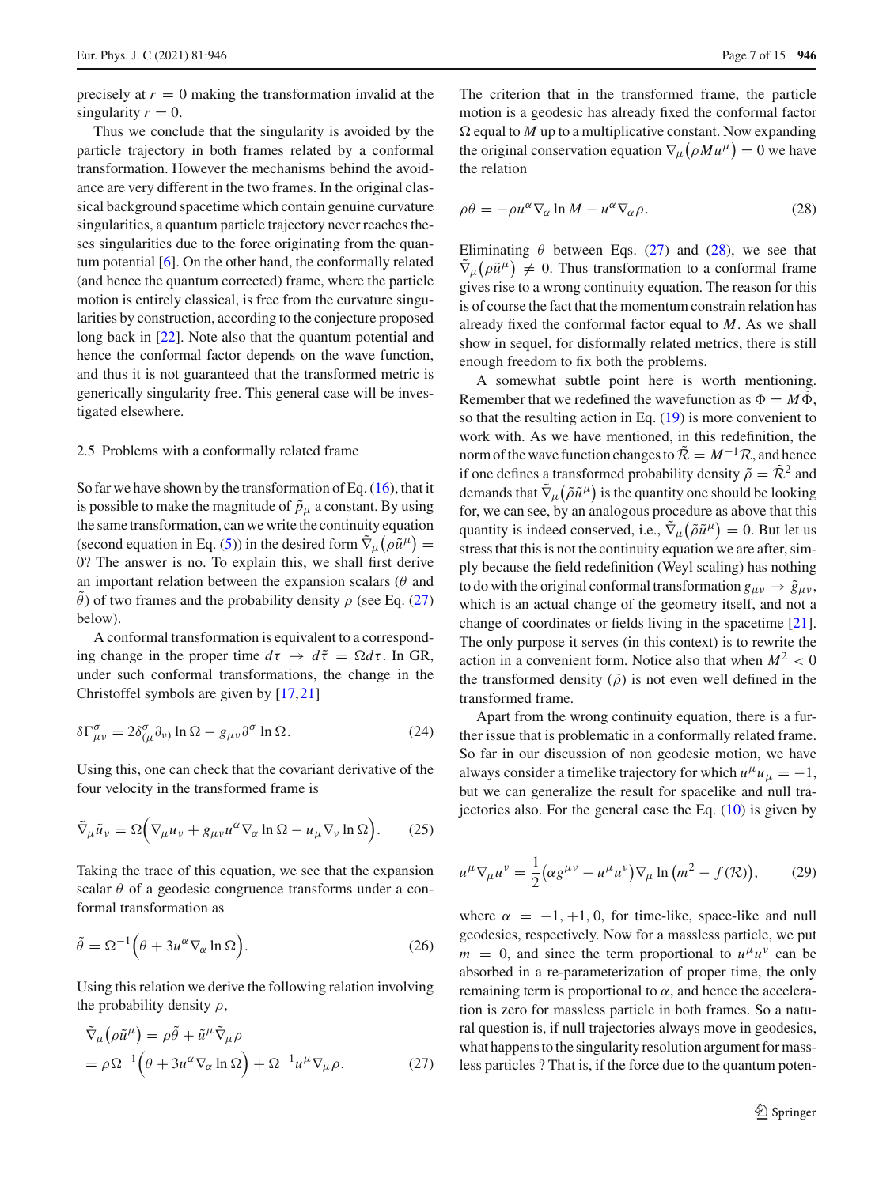precisely at $r = 0$ making the transformation invalid at the singularity $r = 0$.

Thus we conclude that the singularity is avoided by the particle trajectory in both frames related by a conformal transformation. However the mechanisms behind the avoidance are very different in the two frames. In the original classical background spacetime which contain genuine curvature singularities, a quantum particle trajectory never reaches theses singularities due to the force originating from the quantum potential [6]. On the other hand, the conformally related (and hence the quantum corrected) frame, where the particle motion is entirely classical, is free from the curvature singularities by construction, according to the conjecture proposed long back in [22]. Note also that the quantum potential and hence the conformal factor depends on the wave function, and thus it is not guaranteed that the transformed metric is generically singularity free. This general case will be investigated elsewhere.

### 2.5 Problems with a conformally related frame

So far we have shown by the transformation of Eq. (16), that it is possible to make the magnitude of $\tilde{p}_\mu$ a constant. By using the same transformation, can we write the continuity equation (second equation in Eq. (5)) in the desired form $\tilde{\nabla}_\mu\big(\rho\tilde{u}^\mu\big) = 0$? The answer is no. To explain this, we shall first derive an important relation between the expansion scalars ($\theta$ and $\tilde{\theta}$) of two frames and the probability density $\rho$ (see Eq. (27) below).

A conformal transformation is equivalent to a corresponding change in the proper time $d\tau \rightarrow d\tilde{\tau} = \Omega d\tau$. In GR, under such conformal transformations, the change in the Christoffel symbols are given by [17,21]

$$\delta\Gamma^\sigma_{\mu\nu} = 2\delta^\sigma_{(\mu}\partial_{\nu)}\ln\Omega - g_{\mu\nu}\partial^\sigma\ln\Omega. \tag{24}$$

Using this, one can check that the covariant derivative of the four velocity in the transformed frame is

$$\tilde{\nabla}_\mu\tilde{u}_\nu = \Omega\Big(\nabla_\mu u_\nu + g_{\mu\nu}u^\alpha\nabla_\alpha\ln\Omega - u_\mu\nabla_\nu\ln\Omega\Big). \tag{25}$$

Taking the trace of this equation, we see that the expansion scalar $\theta$ of a geodesic congruence transforms under a conformal transformation as

$$\tilde{\theta} = \Omega^{-1}\Big(\theta + 3u^\alpha\nabla_\alpha\ln\Omega\Big). \tag{26}$$

Using this relation we derive the following relation involving the probability density $\rho$,

$$\begin{aligned}\tilde{\nabla}_\mu\big(\rho\tilde{u}^\mu\big) &= \rho\tilde{\theta} + \tilde{u}^\mu\tilde{\nabla}_\mu\rho \\ &= \rho\Omega^{-1}\Big(\theta + 3u^\alpha\nabla_\alpha\ln\Omega\Big) + \Omega^{-1}u^\mu\nabla_\mu\rho.\end{aligned} \tag{27}$$

The criterion that in the transformed frame, the particle motion is a geodesic has already fixed the conformal factor $\Omega$ equal to $M$ up to a multiplicative constant. Now expanding the original conservation equation $\nabla_\mu\big(\rho M u^\mu\big) = 0$ we have the relation

$$\rho\theta = -\rho u^\alpha\nabla_\alpha\ln M - u^\alpha\nabla_\alpha\rho. \tag{28}$$

Eliminating $\theta$ between Eqs. (27) and (28), we see that $\tilde{\nabla}_\mu\big(\rho\tilde{u}^\mu\big) \neq 0$. Thus transformation to a conformal frame gives rise to a wrong continuity equation. The reason for this is of course the fact that the momentum constrain relation has already fixed the conformal factor equal to $M$. As we shall show in sequel, for disformally related metrics, there is still enough freedom to fix both the problems.

A somewhat subtle point here is worth mentioning. Remember that we redefined the wavefunction as $\Phi = M\tilde{\Phi}$, so that the resulting action in Eq. (19) is more convenient to work with. As we have mentioned, in this redefinition, the norm of the wave function changes to $\tilde{\mathcal{R}} = M^{-1}\mathcal{R}$, and hence if one defines a transformed probability density $\tilde{\rho} = \tilde{\mathcal{R}}^2$ and demands that $\tilde{\nabla}_\mu\big(\tilde{\rho}\tilde{u}^\mu\big)$ is the quantity one should be looking for, we can see, by an analogous procedure as above that this quantity is indeed conserved, i.e., $\tilde{\nabla}_\mu\big(\tilde{\rho}\tilde{u}^\mu\big) = 0$. But let us stress that this is not the continuity equation we are after, simply because the field redefinition (Weyl scaling) has nothing to do with the original conformal transformation $g_{\mu\nu} \rightarrow \tilde{g}_{\mu\nu}$, which is an actual change of the geometry itself, and not a change of coordinates or fields living in the spacetime [21]. The only purpose it serves (in this context) is to rewrite the action in a convenient form. Notice also that when $M^2 < 0$ the transformed density ($\tilde{\rho}$) is not even well defined in the transformed frame.

Apart from the wrong continuity equation, there is a further issue that is problematic in a conformally related frame. So far in our discussion of non geodesic motion, we have always consider a timelike trajectory for which $u^\mu u_\mu = -1$, but we can generalize the result for spacelike and null trajectories also. For the general case the Eq. (10) is given by

$$u^\mu\nabla_\mu u^\nu = \frac{1}{2}\big(\alpha g^{\mu\nu} - u^\mu u^\nu\big)\nabla_\mu\ln\big(m^2 - f(\mathcal{R})\big), \tag{29}$$

where $\alpha = -1, +1, 0$, for time-like, space-like and null geodesics, respectively. Now for a massless particle, we put $m = 0$, and since the term proportional to $u^\mu u^\nu$ can be absorbed in a re-parameterization of proper time, the only remaining term is proportional to $\alpha$, and hence the acceleration is zero for massless particle in both frames. So a natural question is, if null trajectories always move in geodesics, what happens to the singularity resolution argument for massless particles ? That is, if the force due to the quantum poten-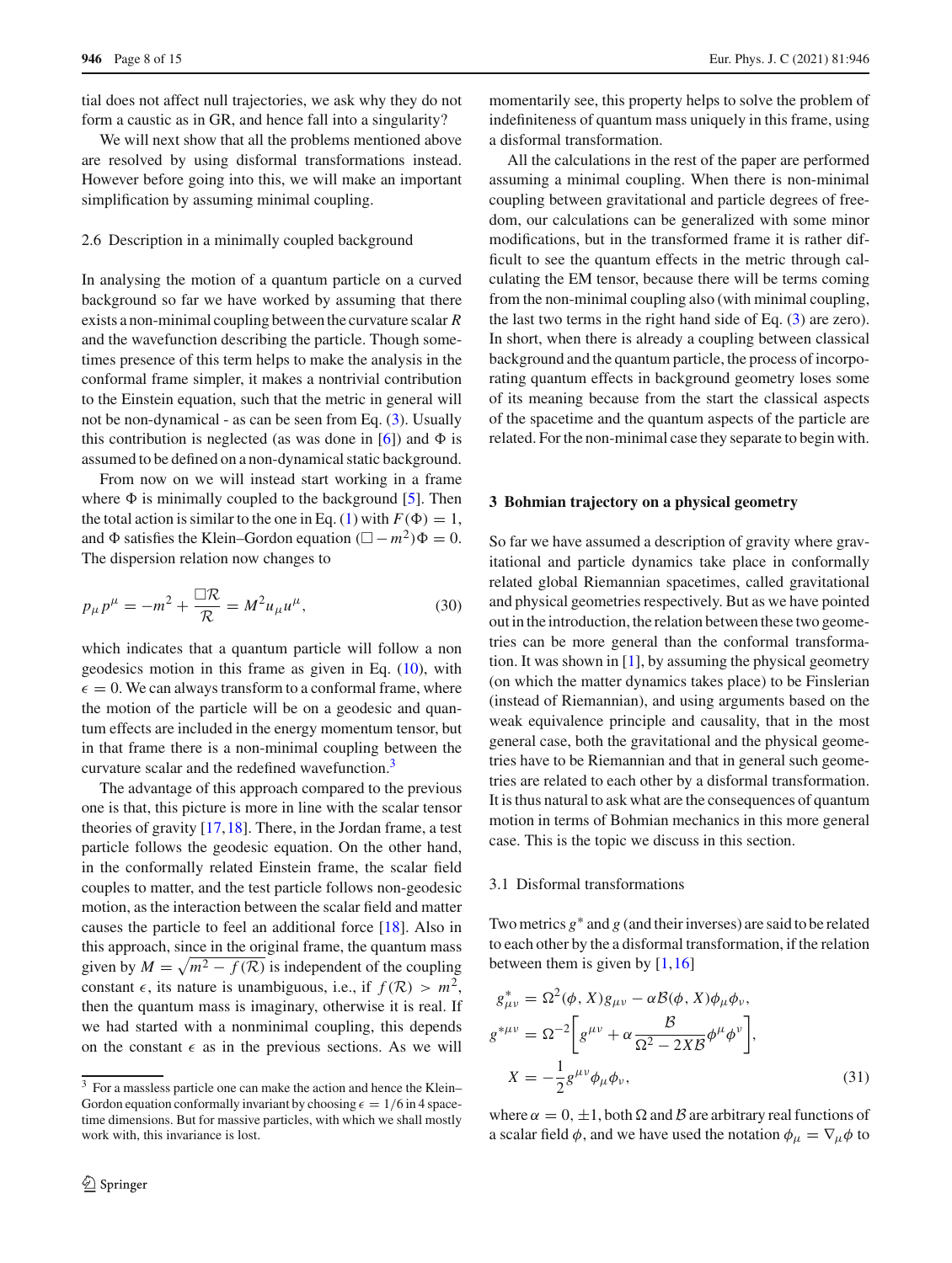tial does not affect null trajectories, we ask why they do not form a caustic as in GR, and hence fall into a singularity?

We will next show that all the problems mentioned above are resolved by using disformal transformations instead. However before going into this, we will make an important simplification by assuming minimal coupling.

### 2.6 Description in a minimally coupled background

In analysing the motion of a quantum particle on a curved background so far we have worked by assuming that there exists a non-minimal coupling between the curvature scalar $R$ and the wavefunction describing the particle. Though sometimes presence of this term helps to make the analysis in the conformal frame simpler, it makes a nontrivial contribution to the Einstein equation, such that the metric in general will not be non-dynamical - as can be seen from Eq. (3). Usually this contribution is neglected (as was done in [6]) and $\Phi$ is assumed to be defined on a non-dynamical static background.

From now on we will instead start working in a frame where $\Phi$ is minimally coupled to the background [5]. Then the total action is similar to the one in Eq. (1) with $F(\Phi) = 1$, and $\Phi$ satisfies the Klein–Gordon equation $(\Box - m^2)\Phi = 0$. The dispersion relation now changes to

$$p_\mu p^\mu = -m^2 + \frac{\Box\mathcal{R}}{\mathcal{R}} = M^2 u_\mu u^\mu, \tag{30}$$

which indicates that a quantum particle will follow a non geodesics motion in this frame as given in Eq. (10), with $\epsilon = 0$. We can always transform to a conformal frame, where the motion of the particle will be on a geodesic and quantum effects are included in the energy momentum tensor, but in that frame there is a non-minimal coupling between the curvature scalar and the redefined wavefunction.[3]

The advantage of this approach compared to the previous one is that, this picture is more in line with the scalar tensor theories of gravity [17,18]. There, in the Jordan frame, a test particle follows the geodesic equation. On the other hand, in the conformally related Einstein frame, the scalar field couples to matter, and the test particle follows non-geodesic motion, as the interaction between the scalar field and matter causes the particle to feel an additional force [18]. Also in this approach, since in the original frame, the quantum mass given by $M = \sqrt{m^2 - f(\mathcal{R})}$ is independent of the coupling constant $\epsilon$, its nature is unambiguous, i.e., if $f(\mathcal{R}) > m^2$, then the quantum mass is imaginary, otherwise it is real. If we had started with a nonminimal coupling, this depends on the constant $\epsilon$ as in the previous sections. As we will momentarily see, this property helps to solve the problem of indefiniteness of quantum mass uniquely in this frame, using a disformal transformation.

All the calculations in the rest of the paper are performed assuming a minimal coupling. When there is non-minimal coupling between gravitational and particle degrees of freedom, our calculations can be generalized with some minor modifications, but in the transformed frame it is rather difficult to see the quantum effects in the metric through calculating the EM tensor, because there will be terms coming from the non-minimal coupling also (with minimal coupling, the last two terms in the right hand side of Eq. (3) are zero). In short, when there is already a coupling between classical background and the quantum particle, the process of incorporating quantum effects in background geometry loses some of its meaning because from the start the classical aspects of the spacetime and the quantum aspects of the particle are related. For the non-minimal case they separate to begin with.

[3] For a massless particle one can make the action and hence the Klein–Gordon equation conformally invariant by choosing $\epsilon = 1/6$ in 4 spacetime dimensions. But for massive particles, with which we shall mostly work with, this invariance is lost.

## 3 Bohmian trajectory on a physical geometry

So far we have assumed a description of gravity where gravitational and particle dynamics take place in conformally related global Riemannian spacetimes, called gravitational and physical geometries respectively. But as we have pointed out in the introduction, the relation between these two geometries can be more general than the conformal transformation. It was shown in [1], by assuming the physical geometry (on which the matter dynamics takes place) to be Finslerian (instead of Riemannian), and using arguments based on the weak equivalence principle and causality, that in the most general case, both the gravitational and the physical geometries have to be Riemannian and that in general such geometries are related to each other by a disformal transformation. It is thus natural to ask what are the consequences of quantum motion in terms of Bohmian mechanics in this more general case. This is the topic we discuss in this section.

### 3.1 Disformal transformations

Two metrics $g^*$ and $g$ (and their inverses) are said to be related to each other by the a disformal transformation, if the relation between them is given by [1,16]

$$\begin{aligned}
g^*_{\mu\nu} &= \Omega^2(\phi, X) g_{\mu\nu} - \alpha\mathcal{B}(\phi, X)\phi_\mu\phi_\nu, \\
g^{*\mu\nu} &= \Omega^{-2}\left[g^{\mu\nu} + \alpha\frac{\mathcal{B}}{\Omega^2 - 2X\mathcal{B}}\phi^\mu\phi^\nu\right], \\
X &= -\frac{1}{2}g^{\mu\nu}\phi_\mu\phi_\nu,
\end{aligned} \tag{31}$$

where $\alpha = 0, \pm 1$, both $\Omega$ and $\mathcal{B}$ are arbitrary real functions of a scalar field $\phi$, and we have used the notation $\phi_\mu = \nabla_\mu\phi$ to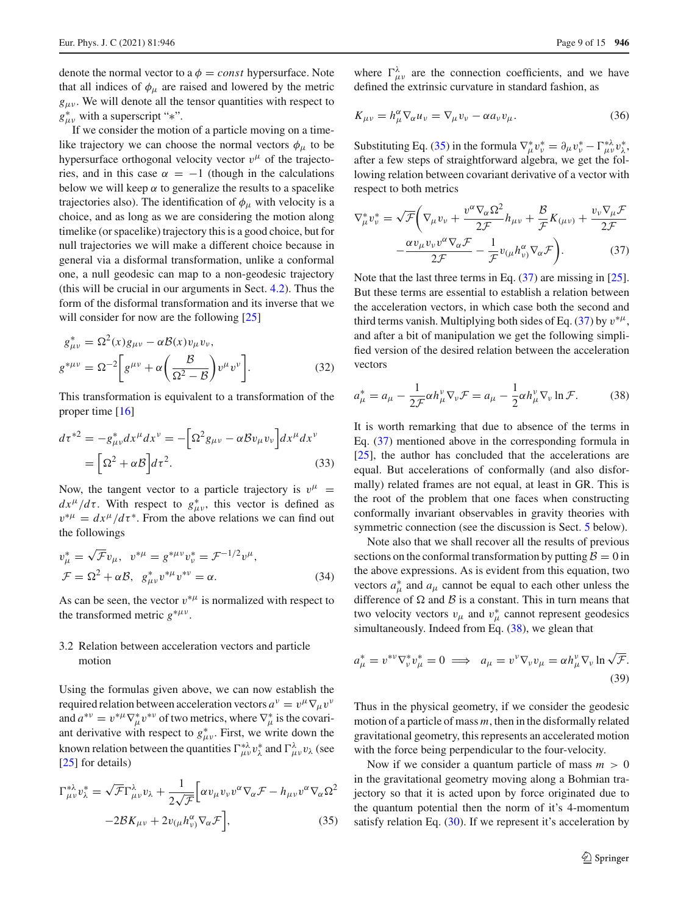denote the normal vector to a $\phi = const$ hypersurface. Note that all indices of $\phi_\mu$ are raised and lowered by the metric $g_{\mu\nu}$. We will denote all the tensor quantities with respect to $g^*_{\mu\nu}$ with a superscript "$*$".

If we consider the motion of a particle moving on a timelike trajectory we can choose the normal vectors $\phi_\mu$ to be hypersurface orthogonal velocity vector $v^\mu$ of the trajectories, and in this case $\alpha = -1$ (though in the calculations below we will keep $\alpha$ to generalize the results to a spacelike trajectories also). The identification of $\phi_\mu$ with velocity is a choice, and as long as we are considering the motion along timelike (or spacelike) trajectory this is a good choice, but for null trajectories we will make a different choice because in general via a disformal transformation, unlike a conformal one, a null geodesic can map to a non-geodesic trajectory (this will be crucial in our arguments in Sect. 4.2). Thus the form of the disformal transformation and its inverse that we will consider for now are the following [25]

$$
\begin{aligned}
g^*_{\mu\nu} &= \Omega^2(x) g_{\mu\nu} - \alpha \mathcal{B}(x) v_\mu v_\nu, \\
g^{*\mu\nu} &= \Omega^{-2}\left[ g^{\mu\nu} + \alpha \left( \frac{\mathcal{B}}{\Omega^2 - \mathcal{B}} \right) v^\mu v^\nu \right].
\end{aligned} \tag{32}
$$

This transformation is equivalent to a transformation of the proper time [16]

$$
\begin{aligned}
d\tau^{*2} &= -g^*_{\mu\nu} dx^\mu dx^\nu = -\left[ \Omega^2 g_{\mu\nu} - \alpha \mathcal{B} v_\mu v_\nu \right] dx^\mu dx^\nu \\
&= \left[ \Omega^2 + \alpha \mathcal{B} \right] d\tau^2.
\end{aligned} \tag{33}
$$

Now, the tangent vector to a particle trajectory is $v^\mu = dx^\mu/d\tau$. With respect to $g^*_{\mu\nu}$, this vector is defined as $v^{*\mu} = dx^\mu/d\tau^*$. From the above relations we can find out the followings

$$
\begin{aligned}
& v^*_\mu = \sqrt{\mathcal{F}} v_\mu, \quad v^{*\mu} = g^{*\mu\nu} v^*_\nu = \mathcal{F}^{-1/2} v^\mu, \\
& \mathcal{F} = \Omega^2 + \alpha \mathcal{B}, \quad g^*_{\mu\nu} v^{*\mu} v^{*\nu} = \alpha.
\end{aligned} \tag{34}
$$

As can be seen, the vector $v^{*\mu}$ is normalized with respect to the transformed metric $g^{*\mu\nu}$.

### 3.2 Relation between acceleration vectors and particle motion

Using the formulas given above, we can now establish the required relation between acceleration vectors $a^\nu = v^\mu \nabla_\mu v^\nu$ and $a^{*\nu} = v^{*\mu} \nabla^*_\mu v^{*\nu}$ of two metrics, where $\nabla^*_\mu$ is the covariant derivative with respect to $g^*_{\mu\nu}$. First, we write down the known relation between the quantities $\Gamma^{*\lambda}_{\mu\nu} v^*_\lambda$ and $\Gamma^\lambda_{\mu\nu} v_\lambda$ (see [25] for details)

$$
\begin{aligned}
\Gamma^{*\lambda}_{\mu\nu} v^*_\lambda &= \sqrt{\mathcal{F}} \Gamma^\lambda_{\mu\nu} v_\lambda + \frac{1}{2\sqrt{\mathcal{F}}} \Big[ \alpha v_\mu v_\nu v^\alpha \nabla_\alpha \mathcal{F} - h_{\mu\nu} v^\alpha \nabla_\alpha \Omega^2 \\
&\quad - 2\mathcal{B} K_{\mu\nu} + 2 v_{(\mu} h^\alpha_{\nu)} \nabla_\alpha \mathcal{F} \Big],
\end{aligned} \tag{35}
$$

where $\Gamma^\lambda_{\mu\nu}$ are the connection coefficients, and we have defined the extrinsic curvature in standard fashion, as

$$
K_{\mu\nu} = h^\alpha_\mu \nabla_\alpha u_\nu = \nabla_\mu v_\nu - \alpha a_\nu v_\mu. \tag{36}
$$

Substituting Eq. (35) in the formula $\nabla^*_\mu v^*_\nu = \partial_\mu v^*_\nu - \Gamma^{*\lambda}_{\mu\nu} v^*_\lambda$, after a few steps of straightforward algebra, we get the following relation between covariant derivative of a vector with respect to both metrics

$$
\begin{aligned}
\nabla^*_\mu v^*_\nu &= \sqrt{\mathcal{F}} \bigg( \nabla_\mu v_\nu + \frac{v^\alpha \nabla_\alpha \Omega^2}{2\mathcal{F}} h_{\mu\nu} + \frac{\mathcal{B}}{\mathcal{F}} K_{(\mu\nu)} + \frac{v_\nu \nabla_\mu \mathcal{F}}{2\mathcal{F}} \\
&\quad - \frac{\alpha v_\mu v_\nu v^\alpha \nabla_\alpha \mathcal{F}}{2\mathcal{F}} - \frac{1}{\mathcal{F}} v_{(\mu} h^\alpha_{\nu)} \nabla_\alpha \mathcal{F} \bigg).
\end{aligned} \tag{37}
$$

Note that the last three terms in Eq. (37) are missing in [25]. But these terms are essential to establish a relation between the acceleration vectors, in which case both the second and third terms vanish. Multiplying both sides of Eq. (37) by $v^{*\mu}$, and after a bit of manipulation we get the following simplified version of the desired relation between the acceleration vectors

$$
a^*_\mu = a_\mu - \frac{1}{2\mathcal{F}} \alpha h^\nu_\mu \nabla_\nu \mathcal{F} = a_\mu - \frac{1}{2} \alpha h^\nu_\mu \nabla_\nu \ln \mathcal{F}. \tag{38}
$$

It is worth remarking that due to absence of the terms in Eq. (37) mentioned above in the corresponding formula in [25], the author has concluded that the accelerations are equal. But accelerations of conformally (and also disformally) related frames are not equal, at least in GR. This is the root of the problem that one faces when constructing conformally invariant observables in gravity theories with symmetric connection (see the discussion is Sect. 5 below).

Note also that we shall recover all the results of previous sections on the conformal transformation by putting $\mathcal{B} = 0$ in the above expressions. As is evident from this equation, two vectors $a^*_\mu$ and $a_\mu$ cannot be equal to each other unless the difference of $\Omega$ and $\mathcal{B}$ is a constant. This in turn means that two velocity vectors $v_\mu$ and $v^*_\mu$ cannot represent geodesics simultaneously. Indeed from Eq. (38), we glean that

$$
a^*_\mu = v^{*\nu} \nabla^*_\nu v^*_\mu = 0 \implies a_\mu = v^\nu \nabla_\nu v_\mu = \alpha h^\nu_\mu \nabla_\nu \ln \sqrt{\mathcal{F}}. \tag{39}
$$

Thus in the physical geometry, if we consider the geodesic motion of a particle of mass $m$, then in the disformally related gravitational geometry, this represents an accelerated motion with the force being perpendicular to the four-velocity.

Now if we consider a quantum particle of mass $m > 0$ in the gravitational geometry moving along a Bohmian trajectory so that it is acted upon by force originated due to the quantum potential then the norm of it's 4-momentum satisfy relation Eq. (30). If we represent it's acceleration by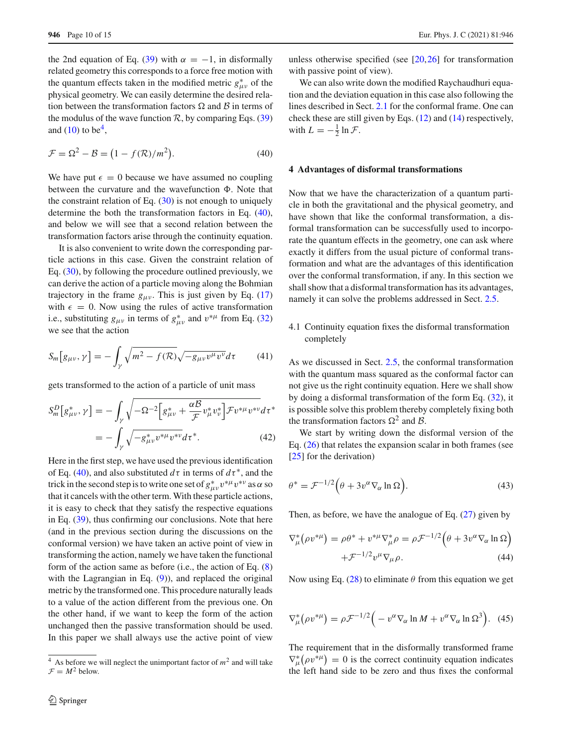the 2nd equation of Eq. (39) with $\alpha = -1$, in disformally related geometry this corresponds to a force free motion with the quantum effects taken in the modified metric $g^*_{\mu\nu}$ of the physical geometry. We can easily determine the desired relation between the transformation factors $\Omega$ and $\mathcal{B}$ in terms of the modulus of the wave function $\mathcal{R}$, by comparing Eqs. (39) and (10) to be[4],

$$\mathcal{F} = \Omega^2 - \mathcal{B} = \left(1 - f(\mathcal{R})/m^2\right). \tag{40}$$

We have put $\epsilon = 0$ because we have assumed no coupling between the curvature and the wavefunction $\Phi$. Note that the constraint relation of Eq. (30) is not enough to uniquely determine the both the transformation factors in Eq. (40), and below we will see that a second relation between the transformation factors arise through the continuity equation.

It is also convenient to write down the corresponding particle actions in this case. Given the constraint relation of Eq. (30), by following the procedure outlined previously, we can derive the action of a particle moving along the Bohmian trajectory in the frame $g_{\mu\nu}$. This is just given by Eq. (17) with $\epsilon = 0$. Now using the rules of active transformation i.e., substituting $g_{\mu\nu}$ in terms of $g^*_{\mu\nu}$ and $v^{*\mu}$ from Eq. (32) we see that the action

$$S_m\left[g_{\mu\nu}, \gamma\right] = -\int_\gamma \sqrt{m^2 - f(\mathcal{R})}\sqrt{-g_{\mu\nu}v^\mu v^\nu}\, d\tau \tag{41}$$

gets transformed to the action of a particle of unit mass

$$\begin{aligned} S^D_m\left[g^*_{\mu\nu}, \gamma\right] &= -\int_\gamma \sqrt{-\Omega^{-2}\left[g^*_{\mu\nu} + \frac{\alpha\mathcal{B}}{\mathcal{F}}v^*_\mu v^*_\nu\right]\mathcal{F}v^{*\mu}v^{*\nu}}\, d\tau^* \\ &= -\int_\gamma \sqrt{-g^*_{\mu\nu}v^{*\mu}v^{*\nu}}\, d\tau^*. \end{aligned} \tag{42}$$

Here in the first step, we have used the previous identification of Eq. (40), and also substituted $d\tau$ in terms of $d\tau^*$, and the trick in the second step is to write one set of $g^*_{\mu\nu}v^{*\mu}v^{*\nu}$ as $\alpha$ so that it cancels with the other term. With these particle actions, it is easy to check that they satisfy the respective equations in Eq. (39), thus confirming our conclusions. Note that here (and in the previous section during the discussions on the conformal version) we have taken an active point of view in transforming the action, namely we have taken the functional form of the action same as before (i.e., the action of Eq. (8) with the Lagrangian in Eq. (9)), and replaced the original metric by the transformed one. This procedure naturally leads to a value of the action different from the previous one. On the other hand, if we want to keep the form of the action unchanged then the passive transformation should be used. In this paper we shall always use the active point of view unless otherwise specified (see [20,26] for transformation with passive point of view).

We can also write down the modified Raychaudhuri equation and the deviation equation in this case also following the lines described in Sect. 2.1 for the conformal frame. One can check these are still given by Eqs. (12) and (14) respectively, with $L = -\frac{1}{2}\ln\mathcal{F}$.

[4] As before we will neglect the unimportant factor of $m^2$ and will take $\mathcal{F} = M^2$ below.

## 4 Advantages of disformal transformations

Now that we have the characterization of a quantum particle in both the gravitational and the physical geometry, and have shown that like the conformal transformation, a disformal transformation can be successfully used to incorporate the quantum effects in the geometry, one can ask where exactly it differs from the usual picture of conformal transformation and what are the advantages of this identification over the conformal transformation, if any. In this section we shall show that a disformal transformation has its advantages, namely it can solve the problems addressed in Sect. 2.5.

### 4.1 Continuity equation fixes the disformal transformation completely

As we discussed in Sect. 2.5, the conformal transformation with the quantum mass squared as the conformal factor can not give us the right continuity equation. Here we shall show by doing a disformal transformation of the form Eq. (32), it is possible solve this problem thereby completely fixing both the transformation factors $\Omega^2$ and $\mathcal{B}$.

We start by writing down the disformal version of the Eq. (26) that relates the expansion scalar in both frames (see [25] for the derivation)

$$\theta^* = \mathcal{F}^{-1/2}\Big(\theta + 3v^\alpha\nabla_\alpha \ln\Omega\Big). \tag{43}$$

Then, as before, we have the analogue of Eq. (27) given by

$$\begin{aligned} \nabla^*_\mu\left(\rho v^{*\mu}\right) = \rho\theta^* + v^{*\mu}\nabla^*_\mu\rho = \rho\mathcal{F}^{-1/2}\Big(\theta + 3v^\alpha\nabla_\alpha\ln\Omega\Big) \\ +\mathcal{F}^{-1/2}v^\mu\nabla_\mu\rho. \end{aligned} \tag{44}$$

Now using Eq. (28) to eliminate $\theta$ from this equation we get

$$\nabla^*_\mu\left(\rho v^{*\mu}\right) = \rho\mathcal{F}^{-1/2}\Big(-v^\alpha\nabla_\alpha\ln M + v^\alpha\nabla_\alpha\ln\Omega^3\Big). \tag{45}$$

The requirement that in the disformally transformed frame $\nabla^*_\mu\left(\rho v^{*\mu}\right) = 0$ is the correct continuity equation indicates the left hand side to be zero and thus fixes the conformal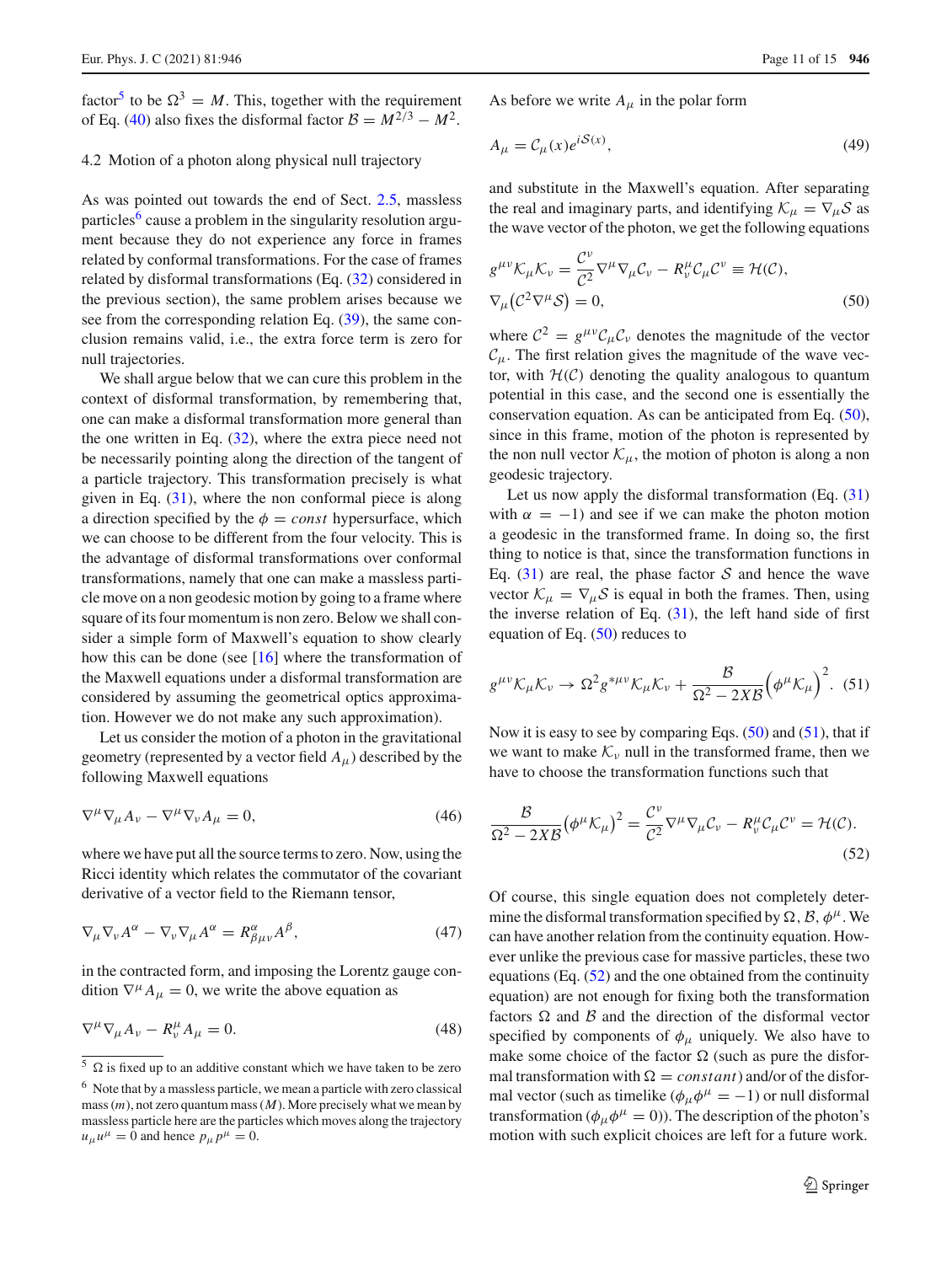factor[5] to be $\Omega^3 = M$. This, together with the requirement of Eq. (40) also fixes the disformal factor $\mathcal{B} = M^{2/3} - M^2$.

### 4.2 Motion of a photon along physical null trajectory

As was pointed out towards the end of Sect. 2.5, massless particles[6] cause a problem in the singularity resolution argument because they do not experience any force in frames related by conformal transformations. For the case of frames related by disformal transformations (Eq. (32) considered in the previous section), the same problem arises because we see from the corresponding relation Eq. (39), the same conclusion remains valid, i.e., the extra force term is zero for null trajectories.

We shall argue below that we can cure this problem in the context of disformal transformation, by remembering that, one can make a disformal transformation more general than the one written in Eq. (32), where the extra piece need not be necessarily pointing along the direction of the tangent of a particle trajectory. This transformation precisely is what given in Eq. (31), where the non conformal piece is along a direction specified by the $\phi = const$ hypersurface, which we can choose to be different from the four velocity. This is the advantage of disformal transformations over conformal transformations, namely that one can make a massless particle move on a non geodesic motion by going to a frame where square of its four momentum is non zero. Below we shall consider a simple form of Maxwell's equation to show clearly how this can be done (see [16] where the transformation of the Maxwell equations under a disformal transformation are considered by assuming the geometrical optics approximation. However we do not make any such approximation).

Let us consider the motion of a photon in the gravitational geometry (represented by a vector field $A_\mu$) described by the following Maxwell equations

$$\nabla^\mu \nabla_\mu A_\nu - \nabla^\mu \nabla_\nu A_\mu = 0, \tag{46}$$

where we have put all the source terms to zero. Now, using the Ricci identity which relates the commutator of the covariant derivative of a vector field to the Riemann tensor,

$$\nabla_\mu \nabla_\nu A^\alpha - \nabla_\nu \nabla_\mu A^\alpha = R^\alpha_{\beta\mu\nu} A^\beta, \tag{47}$$

in the contracted form, and imposing the Lorentz gauge condition $\nabla^\mu A_\mu = 0$, we write the above equation as

$$\nabla^\mu \nabla_\mu A_\nu - R^\mu_\nu A_\mu = 0. \tag{48}$$

As before we write $A_\mu$ in the polar form

$$A_\mu = \mathcal{C}_\mu(x) e^{i\mathcal{S}(x)}, \tag{49}$$

and substitute in the Maxwell's equation. After separating the real and imaginary parts, and identifying $\mathcal{K}_\mu = \nabla_\mu \mathcal{S}$ as the wave vector of the photon, we get the following equations

$$g^{\mu\nu}\mathcal{K}_\mu \mathcal{K}_\nu = \frac{\mathcal{C}^\nu}{\mathcal{C}^2}\nabla^\mu \nabla_\mu \mathcal{C}_\nu - R^\mu_\nu \mathcal{C}_\mu \mathcal{C}^\nu \equiv \mathcal{H}(\mathcal{C}),$$
$$\nabla_\mu\big(\mathcal{C}^2 \nabla^\mu \mathcal{S}\big) = 0, \tag{50}$$

where $\mathcal{C}^2 = g^{\mu\nu}\mathcal{C}_\mu \mathcal{C}_\nu$ denotes the magnitude of the vector $\mathcal{C}_\mu$. The first relation gives the magnitude of the wave vector, with $\mathcal{H}(\mathcal{C})$ denoting the quality analogous to quantum potential in this case, and the second one is essentially the conservation equation. As can be anticipated from Eq. (50), since in this frame, motion of the photon is represented by the non null vector $\mathcal{K}_\mu$, the motion of photon is along a non geodesic trajectory.

Let us now apply the disformal transformation (Eq. (31) with $\alpha = -1$) and see if we can make the photon motion a geodesic in the transformed frame. In doing so, the first thing to notice is that, since the transformation functions in Eq. (31) are real, the phase factor $\mathcal{S}$ and hence the wave vector $\mathcal{K}_\mu = \nabla_\mu \mathcal{S}$ is equal in both the frames. Then, using the inverse relation of Eq. (31), the left hand side of first equation of Eq. (50) reduces to

$$g^{\mu\nu}\mathcal{K}_\mu \mathcal{K}_\nu \rightarrow \Omega^2 g^{*\mu\nu}\mathcal{K}_\mu \mathcal{K}_\nu + \frac{\mathcal{B}}{\Omega^2 - 2X\mathcal{B}}\Big(\phi^\mu \mathcal{K}_\mu\Big)^2. \tag{51}$$

Now it is easy to see by comparing Eqs. (50) and (51), that if we want to make $\mathcal{K}_\nu$ null in the transformed frame, then we have to choose the transformation functions such that

$$\frac{\mathcal{B}}{\Omega^2 - 2X\mathcal{B}}\big(\phi^\mu \mathcal{K}_\mu\big)^2 = \frac{\mathcal{C}^\nu}{\mathcal{C}^2}\nabla^\mu \nabla_\mu \mathcal{C}_\nu - R^\mu_\nu \mathcal{C}_\mu \mathcal{C}^\nu = \mathcal{H}(\mathcal{C}). \tag{52}$$

Of course, this single equation does not completely determine the disformal transformation specified by $\Omega$, $\mathcal{B}$, $\phi^\mu$. We can have another relation from the continuity equation. However unlike the previous case for massive particles, these two equations (Eq. (52) and the one obtained from the continuity equation) are not enough for fixing both the transformation factors $\Omega$ and $\mathcal{B}$ and the direction of the disformal vector specified by components of $\phi_\mu$ uniquely. We also have to make some choice of the factor $\Omega$ (such as pure the disformal transformation with $\Omega = constant$) and/or of the disformal vector (such as timelike ($\phi_\mu \phi^\mu = -1$) or null disformal transformation ($\phi_\mu \phi^\mu = 0$)). The description of the photon's motion with such explicit choices are left for a future work.

---

[5] $\Omega$ is fixed up to an additive constant which we have taken to be zero

[6] Note that by a massless particle, we mean a particle with zero classical mass ($m$), not zero quantum mass ($M$). More precisely what we mean by massless particle here are the particles which moves along the trajectory $u_\mu u^\mu = 0$ and hence $p_\mu p^\mu = 0$.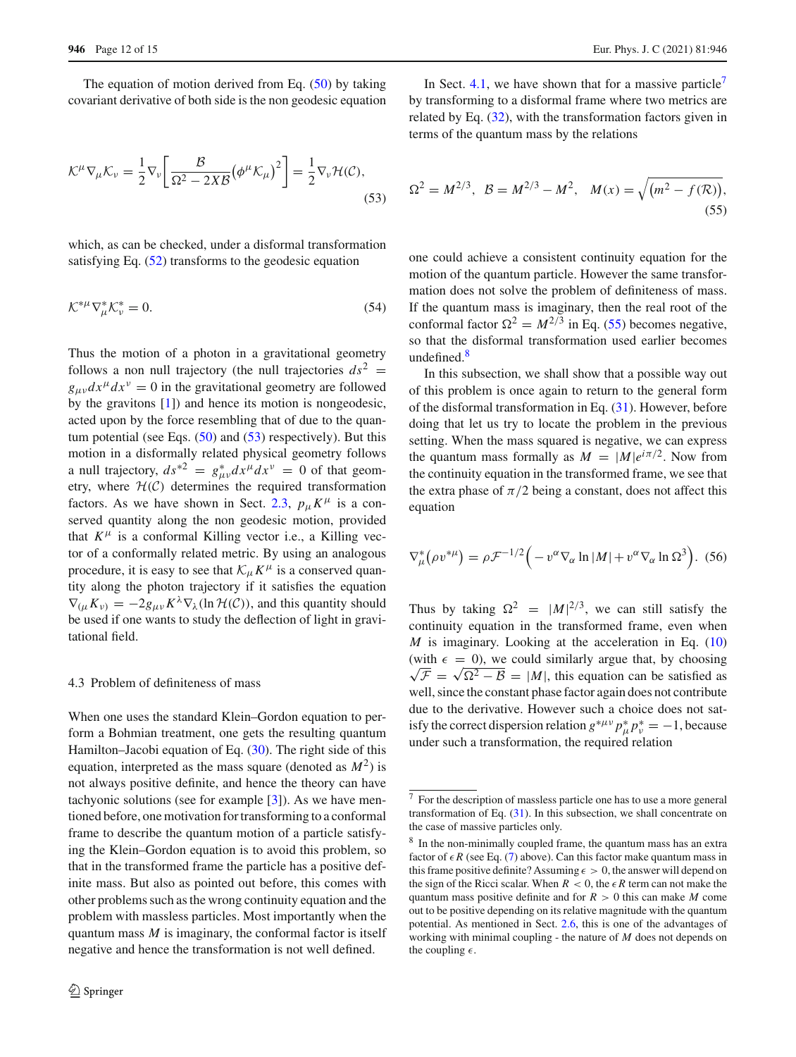The equation of motion derived from Eq. (50) by taking covariant derivative of both side is the non geodesic equation

$$\mathcal{K}^{\mu}\nabla_{\mu}\mathcal{K}_{\nu} = \frac{1}{2}\nabla_{\nu}\left[\frac{\mathcal{B}}{\Omega^{2}-2X\mathcal{B}}\left(\phi^{\mu}\mathcal{K}_{\mu}\right)^{2}\right] = \frac{1}{2}\nabla_{\nu}\mathcal{H}(\mathcal{C}), \tag{53}$$

which, as can be checked, under a disformal transformation satisfying Eq. (52) transforms to the geodesic equation

$$\mathcal{K}^{*\mu}\nabla^{*}_{\mu}\mathcal{K}^{*}_{\nu} = 0. \tag{54}$$

Thus the motion of a photon in a gravitational geometry follows a non null trajectory (the null trajectories $ds^2 = g_{\mu\nu}dx^{\mu}dx^{\nu} = 0$ in the gravitational geometry are followed by the gravitons [1]) and hence its motion is nongeodesic, acted upon by the force resembling that of due to the quantum potential (see Eqs. (50) and (53) respectively). But this motion in a disformally related physical geometry follows a null trajectory, $ds^{*2} = g^{*}_{\mu\nu}dx^{\mu}dx^{\nu} = 0$ of that geometry, where $\mathcal{H}(\mathcal{C})$ determines the required transformation factors. As we have shown in Sect. 2.3, $p_{\mu}K^{\mu}$ is a conserved quantity along the non geodesic motion, provided that $K^{\mu}$ is a conformal Killing vector i.e., a Killing vector of a conformally related metric. By using an analogous procedure, it is easy to see that $\mathcal{K}_{\mu}K^{\mu}$ is a conserved quantity along the photon trajectory if it satisfies the equation $\nabla_{(\mu}K_{\nu)} = -2g_{\mu\nu}K^{\lambda}\nabla_{\lambda}(\ln\mathcal{H}(\mathcal{C}))$, and this quantity should be used if one wants to study the deflection of light in gravitational field.

### 4.3 Problem of definiteness of mass

When one uses the standard Klein–Gordon equation to perform a Bohmian treatment, one gets the resulting quantum Hamilton–Jacobi equation of Eq. (30). The right side of this equation, interpreted as the mass square (denoted as $M^2$) is not always positive definite, and hence the theory can have tachyonic solutions (see for example [3]). As we have mentioned before, one motivation for transforming to a conformal frame to describe the quantum motion of a particle satisfying the Klein–Gordon equation is to avoid this problem, so that in the transformed frame the particle has a positive definite mass. But also as pointed out before, this comes with other problems such as the wrong continuity equation and the problem with massless particles. Most importantly when the quantum mass $M$ is imaginary, the conformal factor is itself negative and hence the transformation is not well defined.

In Sect. 4.1, we have shown that for a massive particle[7] by transforming to a disformal frame where two metrics are related by Eq. (32), with the transformation factors given in terms of the quantum mass by the relations

$$\Omega^{2} = M^{2/3},\quad \mathcal{B} = M^{2/3} - M^{2},\quad M(x) = \sqrt{\left(m^{2} - f(\mathcal{R})\right)}, \tag{55}$$

one could achieve a consistent continuity equation for the motion of the quantum particle. However the same transformation does not solve the problem of definiteness of mass. If the quantum mass is imaginary, then the real root of the conformal factor $\Omega^2 = M^{2/3}$ in Eq. (55) becomes negative, so that the disformal transformation used earlier becomes undefined.[8]

In this subsection, we shall show that a possible way out of this problem is once again to return to the general form of the disformal transformation in Eq. (31). However, before doing that let us try to locate the problem in the previous setting. When the mass squared is negative, we can express the quantum mass formally as $M = |M|e^{i\pi/2}$. Now from the continuity equation in the transformed frame, we see that the extra phase of $\pi/2$ being a constant, does not affect this equation

$$\nabla^{*}_{\mu}\left(\rho v^{*\mu}\right) = \rho\mathcal{F}^{-1/2}\left(-v^{\alpha}\nabla_{\alpha}\ln|M| + v^{\alpha}\nabla_{\alpha}\ln\Omega^{3}\right). \tag{56}$$

Thus by taking $\Omega^2 = |M|^{2/3}$, we can still satisfy the continuity equation in the transformed frame, even when $M$ is imaginary. Looking at the acceleration in Eq. (10) (with $\epsilon = 0$), we could similarly argue that, by choosing $\sqrt{\mathcal{F}} = \sqrt{\Omega^2 - \mathcal{B}} = |M|$, this equation can be satisfied as well, since the constant phase factor again does not contribute due to the derivative. However such a choice does not satisfy the correct dispersion relation $g^{*\mu\nu}p^{*}_{\mu}p^{*}_{\nu} = -1$, because under such a transformation, the required relation

[7] For the description of massless particle one has to use a more general transformation of Eq. (31). In this subsection, we shall concentrate on the case of massive particles only.

[8] In the non-minimally coupled frame, the quantum mass has an extra factor of $\epsilon R$ (see Eq. (7) above). Can this factor make quantum mass in this frame positive definite? Assuming $\epsilon > 0$, the answer will depend on the sign of the Ricci scalar. When $R < 0$, the $\epsilon R$ term can not make the quantum mass positive definite and for $R > 0$ this can make $M$ come out to be positive depending on its relative magnitude with the quantum potential. As mentioned in Sect. 2.6, this is one of the advantages of working with minimal coupling - the nature of $M$ does not depends on the coupling $\epsilon$.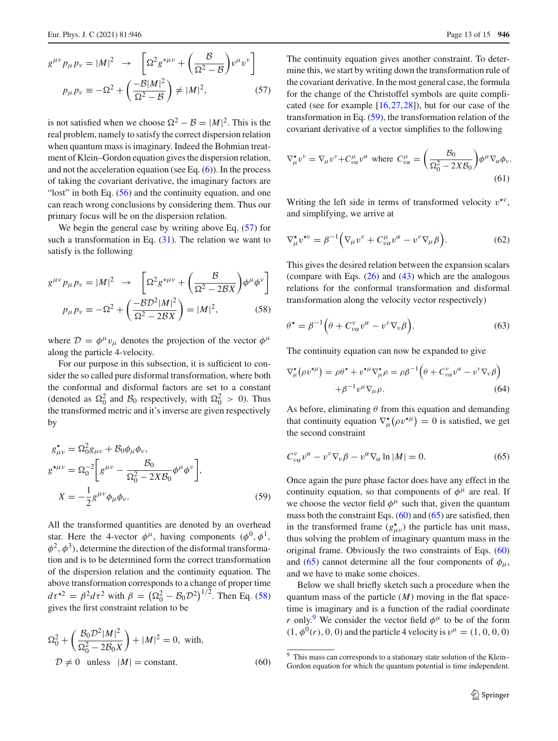$$g^{\mu\nu}p_\mu p_\nu = |M|^2 \quad \rightarrow \quad \left[\Omega^2 g^{*\mu\nu} + \left(\frac{\mathcal{B}}{\Omega^2 - \mathcal{B}}\right) v^\mu v^\nu\right]$$

$$p_\mu p_\nu \equiv -\Omega^2 + \left(\frac{-\mathcal{B}|M|^2}{\Omega^2 - \mathcal{B}}\right) \neq |M|^2, \tag{57}$$

is not satisfied when we choose $\Omega^2 - \mathcal{B} = |M|^2$. This is the real problem, namely to satisfy the correct dispersion relation when quantum mass is imaginary. Indeed the Bohmian treatment of Klein–Gordon equation gives the dispersion relation, and not the acceleration equation (see Eq. (6)). In the process of taking the covariant derivative, the imaginary factors are "lost" in both Eq. (56) and the continuity equation, and one can reach wrong conclusions by considering them. Thus our primary focus will be on the dispersion relation.

We begin the general case by writing above Eq. (57) for such a transformation in Eq. (31). The relation we want to satisfy is the following

$$g^{\mu\nu}p_\mu p_\nu = |M|^2 \quad \rightarrow \quad \left[\Omega^2 g^{*\mu\nu} + \left(\frac{\mathcal{B}}{\Omega^2 - 2\mathcal{B}X}\right) \phi^\mu \phi^\nu\right]$$

$$p_\mu p_\nu \equiv -\Omega^2 + \left(\frac{-\mathcal{B}\mathcal{D}^2|M|^2}{\Omega^2 - 2\mathcal{B}X}\right) = |M|^2, \tag{58}$$

where $\mathcal{D} = \phi^\mu v_\mu$ denotes the projection of the vector $\phi^\mu$ along the particle 4-velocity.

For our purpose in this subsection, it is sufficient to consider the so called pure disformal transformation, where both the conformal and disformal factors are set to a constant (denoted as $\Omega_0^2$ and $\mathcal{B}_0$ respectively, with $\Omega_0^2 > 0$). Thus the transformed metric and it's inverse are given respectively by

$$g^\star_{\mu\nu} = \Omega_0^2 g_{\mu\nu} + \mathcal{B}_0 \phi_\mu \phi_\nu,$$
$$g^{\star\mu\nu} = \Omega_0^{-2}\left[g^{\mu\nu} - \frac{\mathcal{B}_0}{\Omega_0^2 - 2X\mathcal{B}_0}\phi^\mu\phi^\nu\right],$$
$$X = -\frac{1}{2}g^{\mu\nu}\phi_\mu\phi_\nu. \tag{59}$$

All the transformed quantities are denoted by an overhead star. Here the 4-vector $\phi^\mu$, having components $(\phi^0, \phi^1, \phi^2, \phi^3)$, determine the direction of the disformal transformation and is to be determined form the correct transformation of the dispersion relation and the continuity equation. The above transformation corresponds to a change of proper time $d\tau^{\star 2} = \beta^2 d\tau^2$ with $\beta = \left(\Omega_0^2 - \mathcal{B}_0\mathcal{D}^2\right)^{1/2}$. Then Eq. (58) gives the first constraint relation to be

$$\Omega_0^2 + \left(\frac{\mathcal{B}_0\mathcal{D}^2|M|^2}{\Omega_0^2 - 2\mathcal{B}_0 X}\right) + |M|^2 = 0, \text{ with,}$$
$$\mathcal{D} \neq 0 \quad \text{unless} \quad |M| = \text{constant}. \tag{60}$$

The continuity equation gives another constraint. To determine this, we start by writing down the transformation rule of the covariant derivative. In the most general case, the formula for the change of the Christoffel symbols are quite complicated (see for example [16,27,28]), but for our case of the transformation in Eq. (59), the transformation relation of the covariant derivative of a vector simplifies to the following

$$\nabla^\star_\mu v^\nu = \nabla_\mu v^\nu + C^\mu_{\nu\alpha} v^\alpha \quad \text{where} \quad C^\mu_{\nu\alpha} = \left(\frac{\mathcal{B}_0}{\Omega_0^2 - 2X\mathcal{B}_0}\right)\phi^\mu \nabla_\alpha \phi_\nu. \tag{61}$$

Writing the left side in terms of transformed velocity $v^{\star\nu}$, and simplifying, we arrive at

$$\nabla^\star_\mu v^{\star\nu} = \beta^{-1}\Big(\nabla_\mu v^\nu + C^\mu_{\nu\alpha} v^\alpha - v^\nu \nabla_\mu \beta\Big). \tag{62}$$

This gives the desired relation between the expansion scalars (compare with Eqs. (26) and (43) which are the analogous relations for the conformal transformation and disformal transformation along the velocity vector respectively)

$$\theta^\star = \beta^{-1}\Big(\theta + C^\nu_{\nu\alpha} v^\alpha - v^\nu \nabla_\nu \beta\Big). \tag{63}$$

The continuity equation can now be expanded to give

$$\nabla^\star_\mu\left(\rho v^{\star\mu}\right) = \rho\theta^\star + v^{\star\mu}\nabla^\star_\mu \rho = \rho\beta^{-1}\Big(\theta + C^\nu_{\nu\alpha} v^\alpha - v^\nu \nabla_\nu \beta\Big)$$
$$+\beta^{-1} v^\mu \nabla_\mu \rho. \tag{64}$$

As before, eliminating $\theta$ from this equation and demanding that continuity equation $\nabla^\star_\mu\left(\rho v^{\star\mu}\right) = 0$ is satisfied, we get the second constraint

$$C^\nu_{\nu\alpha} v^\alpha - v^\nu \nabla_\nu \beta - v^\alpha \nabla_\alpha \ln|M| = 0. \tag{65}$$

Once again the pure phase factor does have any effect in the continuity equation, so that components of $\phi^\mu$ are real. If we choose the vector field $\phi^\mu$ such that, given the quantum mass both the constraint Eqs. (60) and (65) are satisfied, then in the transformed frame ($g^\star_{\mu\nu}$) the particle has unit mass, thus solving the problem of imaginary quantum mass in the original frame. Obviously the two constraints of Eqs. (60) and (65) cannot determine all the four components of $\phi_\mu$, and we have to make some choices.

Below we shall briefly sketch such a procedure when the quantum mass of the particle ($M$) moving in the flat spacetime is imaginary and is a function of the radial coordinate $r$ only.[9] We consider the vector field $\phi^\mu$ to be of the form $(1, \phi^0(r), 0, 0)$ and the particle 4 velocity is $v^\mu = (1, 0, 0, 0)$

[9] This mass can corresponds to a stationary state solution of the Klein–Gordon equation for which the quantum potential is time independent.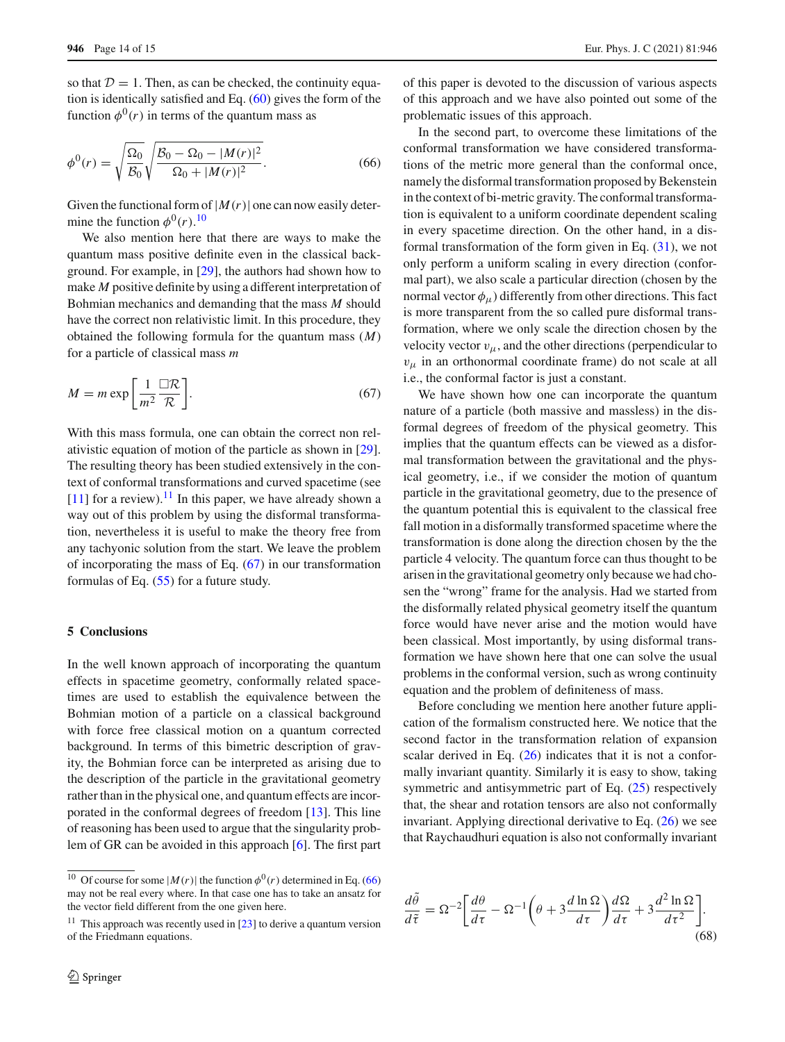so that $\mathcal{D} = 1$. Then, as can be checked, the continuity equation is identically satisfied and Eq. (60) gives the form of the function $\phi^0(r)$ in terms of the quantum mass as

$$\phi^0(r) = \sqrt{\frac{\Omega_0}{\mathcal{B}_0}}\sqrt{\frac{\mathcal{B}_0 - \Omega_0 - |M(r)|^2}{\Omega_0 + |M(r)|^2}}. \tag{66}$$

Given the functional form of $|M(r)|$ one can now easily determine the function $\phi^0(r)$.[10]

We also mention here that there are ways to make the quantum mass positive definite even in the classical background. For example, in [29], the authors had shown how to make $M$ positive definite by using a different interpretation of Bohmian mechanics and demanding that the mass $M$ should have the correct non relativistic limit. In this procedure, they obtained the following formula for the quantum mass ($M$) for a particle of classical mass $m$

$$M = m \exp\left[\frac{1}{m^2}\frac{\Box\mathcal{R}}{\mathcal{R}}\right]. \tag{67}$$

With this mass formula, one can obtain the correct non relativistic equation of motion of the particle as shown in [29]. The resulting theory has been studied extensively in the context of conformal transformations and curved spacetime (see [11] for a review).[11] In this paper, we have already shown a way out of this problem by using the disformal transformation, nevertheless it is useful to make the theory free from any tachyonic solution from the start. We leave the problem of incorporating the mass of Eq. (67) in our transformation formulas of Eq. (55) for a future study.

## 5 Conclusions

In the well known approach of incorporating the quantum effects in spacetime geometry, conformally related spacetimes are used to establish the equivalence between the Bohmian motion of a particle on a classical background with force free classical motion on a quantum corrected background. In terms of this bimetric description of gravity, the Bohmian force can be interpreted as arising due to the description of the particle in the gravitational geometry rather than in the physical one, and quantum effects are incorporated in the conformal degrees of freedom [13]. This line of reasoning has been used to argue that the singularity problem of GR can be avoided in this approach [6]. The first part of this paper is devoted to the discussion of various aspects of this approach and we have also pointed out some of the problematic issues of this approach.

In the second part, to overcome these limitations of the conformal transformation we have considered transformations of the metric more general than the conformal once, namely the disformal transformation proposed by Bekenstein in the context of bi-metric gravity. The conformal transformation is equivalent to a uniform coordinate dependent scaling in every spacetime direction. On the other hand, in a disformal transformation of the form given in Eq. (31), we not only perform a uniform scaling in every direction (conformal part), we also scale a particular direction (chosen by the normal vector $\phi_\mu$) differently from other directions. This fact is more transparent from the so called pure disformal transformation, where we only scale the direction chosen by the velocity vector $v_\mu$, and the other directions (perpendicular to $v_\mu$ in an orthonormal coordinate frame) do not scale at all i.e., the conformal factor is just a constant.

We have shown how one can incorporate the quantum nature of a particle (both massive and massless) in the disformal degrees of freedom of the physical geometry. This implies that the quantum effects can be viewed as a disformal transformation between the gravitational and the physical geometry, i.e., if we consider the motion of quantum particle in the gravitational geometry, due to the presence of the quantum potential this is equivalent to the classical free fall motion in a disformally transformed spacetime where the transformation is done along the direction chosen by the the particle 4 velocity. The quantum force can thus thought to be arisen in the gravitational geometry only because we had chosen the "wrong" frame for the analysis. Had we started from the disformally related physical geometry itself the quantum force would have never arise and the motion would have been classical. Most importantly, by using disformal transformation we have shown here that one can solve the usual problems in the conformal version, such as wrong continuity equation and the problem of definiteness of mass.

Before concluding we mention here another future application of the formalism constructed here. We notice that the second factor in the transformation relation of expansion scalar derived in Eq. (26) indicates that it is not a conformally invariant quantity. Similarly it is easy to show, taking symmetric and antisymmetric part of Eq. (25) respectively that, the shear and rotation tensors are also not conformally invariant. Applying directional derivative to Eq. (26) we see that Raychaudhuri equation is also not conformally invariant

$$\frac{d\tilde{\theta}}{d\tilde{\tau}} = \Omega^{-2}\left[\frac{d\theta}{d\tau} - \Omega^{-1}\left(\theta + 3\frac{d\ln\Omega}{d\tau}\right)\frac{d\Omega}{d\tau} + 3\frac{d^2\ln\Omega}{d\tau^2}\right]. \tag{68}$$

[10] Of course for some $|M(r)|$ the function $\phi^0(r)$ determined in Eq. (66) may not be real every where. In that case one has to take an ansatz for the vector field different from the one given here.

[11] This approach was recently used in [23] to derive a quantum version of the Friedmann equations.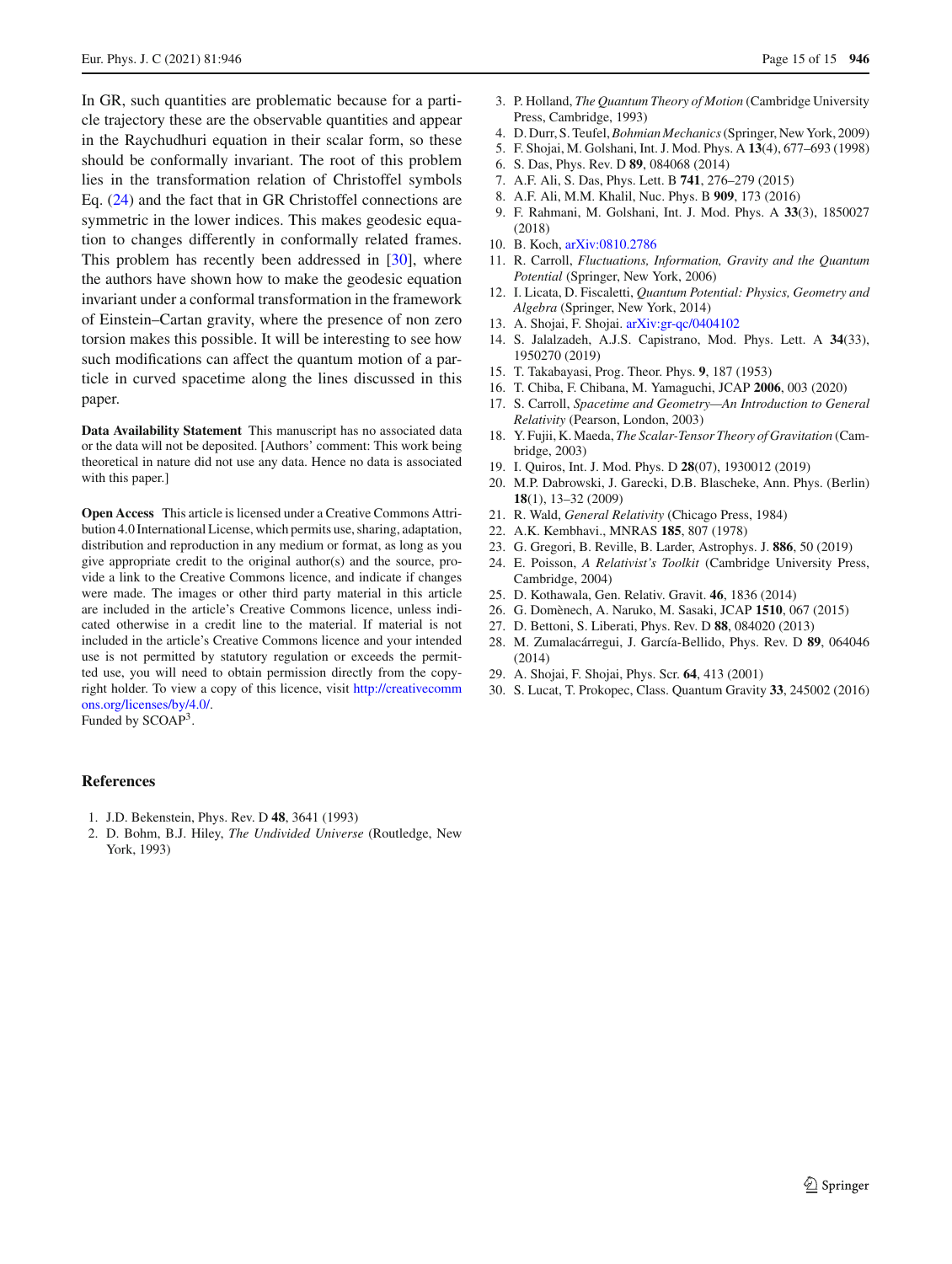In GR, such quantities are problematic because for a particle trajectory these are the observable quantities and appear in the Raychudhuri equation in their scalar form, so these should be conformally invariant. The root of this problem lies in the transformation relation of Christoffel symbols Eq. (24) and the fact that in GR Christoffel connections are symmetric in the lower indices. This makes geodesic equation to changes differently in conformally related frames. This problem has recently been addressed in [30], where the authors have shown how to make the geodesic equation invariant under a conformal transformation in the framework of Einstein–Cartan gravity, where the presence of non zero torsion makes this possible. It will be interesting to see how such modifications can affect the quantum motion of a particle in curved spacetime along the lines discussed in this paper.

**Data Availability Statement** This manuscript has no associated data or the data will not be deposited. [Authors' comment: This work being theoretical in nature did not use any data. Hence no data is associated with this paper.]

**Open Access** This article is licensed under a Creative Commons Attribution 4.0 International License, which permits use, sharing, adaptation, distribution and reproduction in any medium or format, as long as you give appropriate credit to the original author(s) and the source, provide a link to the Creative Commons licence, and indicate if changes were made. The images or other third party material in this article are included in the article's Creative Commons licence, unless indicated otherwise in a credit line to the material. If material is not included in the article's Creative Commons licence and your intended use is not permitted by statutory regulation or exceeds the permitted use, you will need to obtain permission directly from the copyright holder. To view a copy of this licence, visit http://creativecommons.org/licenses/by/4.0/.
Funded by SCOAP$^3$.

## References

1. J.D. Bekenstein, Phys. Rev. D **48**, 3641 (1993)
2. D. Bohm, B.J. Hiley, *The Undivided Universe* (Routledge, New York, 1993)
3. P. Holland, *The Quantum Theory of Motion* (Cambridge University Press, Cambridge, 1993)
4. D. Durr, S. Teufel, *Bohmian Mechanics* (Springer, New York, 2009)
5. F. Shojai, M. Golshani, Int. J. Mod. Phys. A **13**(4), 677–693 (1998)
6. S. Das, Phys. Rev. D **89**, 084068 (2014)
7. A.F. Ali, S. Das, Phys. Lett. B **741**, 276–279 (2015)
8. A.F. Ali, M.M. Khalil, Nuc. Phys. B **909**, 173 (2016)
9. F. Rahmani, M. Golshani, Int. J. Mod. Phys. A **33**(3), 1850027 (2018)
10. B. Koch, arXiv:0810.2786
11. R. Carroll, *Fluctuations, Information, Gravity and the Quantum Potential* (Springer, New York, 2006)
12. I. Licata, D. Fiscaletti, *Quantum Potential: Physics, Geometry and Algebra* (Springer, New York, 2014)
13. A. Shojai, F. Shojai. arXiv:gr-qc/0404102
14. S. Jalalzadeh, A.J.S. Capistrano, Mod. Phys. Lett. A **34**(33), 1950270 (2019)
15. T. Takabayasi, Prog. Theor. Phys. **9**, 187 (1953)
16. T. Chiba, F. Chibana, M. Yamaguchi, JCAP **2006**, 003 (2020)
17. S. Carroll, *Spacetime and Geometry—An Introduction to General Relativity* (Pearson, London, 2003)
18. Y. Fujii, K. Maeda, *The Scalar-Tensor Theory of Gravitation* (Cambridge, 2003)
19. I. Quiros, Int. J. Mod. Phys. D **28**(07), 1930012 (2019)
20. M.P. Dabrowski, J. Garecki, D.B. Blascheke, Ann. Phys. (Berlin) **18**(1), 13–32 (2009)
21. R. Wald, *General Relativity* (Chicago Press, 1984)
22. A.K. Kembhavi., MNRAS **185**, 807 (1978)
23. G. Gregori, B. Reville, B. Larder, Astrophys. J. **886**, 50 (2019)
24. E. Poisson, *A Relativist's Toolkit* (Cambridge University Press, Cambridge, 2004)
25. D. Kothawala, Gen. Relativ. Gravit. **46**, 1836 (2014)
26. G. Domènech, A. Naruko, M. Sasaki, JCAP **1510**, 067 (2015)
27. D. Bettoni, S. Liberati, Phys. Rev. D **88**, 084020 (2013)
28. M. Zumalacárregui, J. García-Bellido, Phys. Rev. D **89**, 064046 (2014)
29. A. Shojai, F. Shojai, Phys. Scr. **64**, 413 (2001)
30. S. Lucat, T. Prokopec, Class. Quantum Gravity **33**, 245002 (2016)